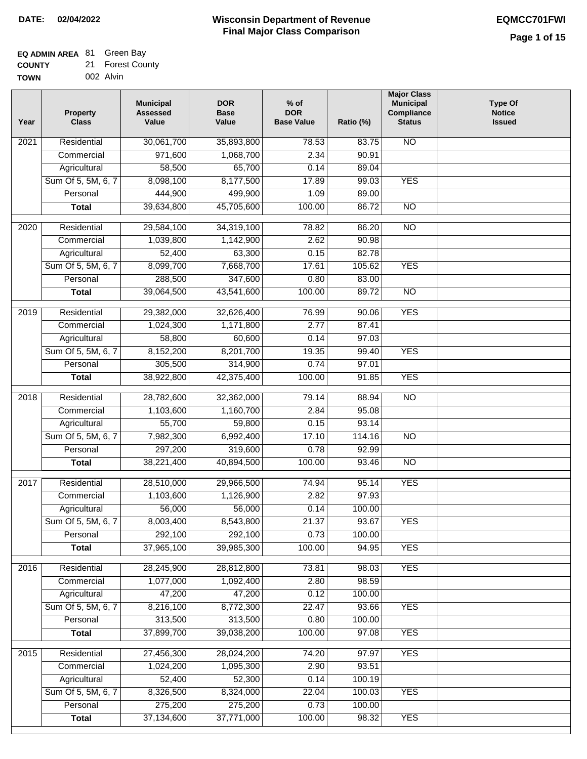**DATE:** 02/04/2022

# Wisconsin Department of Revenue
## Final Major Class Comparison

EQMCC701FWI

**EQ ADMIN AREA** 81 Green Bay
**COUNTY** 21 Forest County
**TOWN** 002 Alvin

| Year | Property Class | Municipal Assessed Value | DOR Base Value | % of DOR Base Value | Ratio (%) | Major Class Municipal Compliance Status | Type Of Notice Issued |
|---|---|---|---|---|---|---|---|
| 2021 | Residential | 30,061,700 | 35,893,800 | 78.53 | 83.75 | NO | |
| | Commercial | 971,600 | 1,068,700 | 2.34 | 90.91 | | |
| | Agricultural | 58,500 | 65,700 | 0.14 | 89.04 | | |
| | Sum Of 5, 5M, 6, 7 | 8,098,100 | 8,177,500 | 17.89 | 99.03 | YES | |
| | Personal | 444,900 | 499,900 | 1.09 | 89.00 | | |
| | **Total** | 39,634,800 | 45,705,600 | 100.00 | 86.72 | NO | |
| 2020 | Residential | 29,584,100 | 34,319,100 | 78.82 | 86.20 | NO | |
| | Commercial | 1,039,800 | 1,142,900 | 2.62 | 90.98 | | |
| | Agricultural | 52,400 | 63,300 | 0.15 | 82.78 | | |
| | Sum Of 5, 5M, 6, 7 | 8,099,700 | 7,668,700 | 17.61 | 105.62 | YES | |
| | Personal | 288,500 | 347,600 | 0.80 | 83.00 | | |
| | **Total** | 39,064,500 | 43,541,600 | 100.00 | 89.72 | NO | |
| 2019 | Residential | 29,382,000 | 32,626,400 | 76.99 | 90.06 | YES | |
| | Commercial | 1,024,300 | 1,171,800 | 2.77 | 87.41 | | |
| | Agricultural | 58,800 | 60,600 | 0.14 | 97.03 | | |
| | Sum Of 5, 5M, 6, 7 | 8,152,200 | 8,201,700 | 19.35 | 99.40 | YES | |
| | Personal | 305,500 | 314,900 | 0.74 | 97.01 | | |
| | **Total** | 38,922,800 | 42,375,400 | 100.00 | 91.85 | YES | |
| 2018 | Residential | 28,782,600 | 32,362,000 | 79.14 | 88.94 | NO | |
| | Commercial | 1,103,600 | 1,160,700 | 2.84 | 95.08 | | |
| | Agricultural | 55,700 | 59,800 | 0.15 | 93.14 | | |
| | Sum Of 5, 5M, 6, 7 | 7,982,300 | 6,992,400 | 17.10 | 114.16 | NO | |
| | Personal | 297,200 | 319,600 | 0.78 | 92.99 | | |
| | **Total** | 38,221,400 | 40,894,500 | 100.00 | 93.46 | NO | |
| 2017 | Residential | 28,510,000 | 29,966,500 | 74.94 | 95.14 | YES | |
| | Commercial | 1,103,600 | 1,126,900 | 2.82 | 97.93 | | |
| | Agricultural | 56,000 | 56,000 | 0.14 | 100.00 | | |
| | Sum Of 5, 5M, 6, 7 | 8,003,400 | 8,543,800 | 21.37 | 93.67 | YES | |
| | Personal | 292,100 | 292,100 | 0.73 | 100.00 | | |
| | **Total** | 37,965,100 | 39,985,300 | 100.00 | 94.95 | YES | |
| 2016 | Residential | 28,245,900 | 28,812,800 | 73.81 | 98.03 | YES | |
| | Commercial | 1,077,000 | 1,092,400 | 2.80 | 98.59 | | |
| | Agricultural | 47,200 | 47,200 | 0.12 | 100.00 | | |
| | Sum Of 5, 5M, 6, 7 | 8,216,100 | 8,772,300 | 22.47 | 93.66 | YES | |
| | Personal | 313,500 | 313,500 | 0.80 | 100.00 | | |
| | **Total** | 37,899,700 | 39,038,200 | 100.00 | 97.08 | YES | |
| 2015 | Residential | 27,456,300 | 28,024,200 | 74.20 | 97.97 | YES | |
| | Commercial | 1,024,200 | 1,095,300 | 2.90 | 93.51 | | |
| | Agricultural | 52,400 | 52,300 | 0.14 | 100.19 | | |
| | Sum Of 5, 5M, 6, 7 | 8,326,500 | 8,324,000 | 22.04 | 100.03 | YES | |
| | Personal | 275,200 | 275,200 | 0.73 | 100.00 | | |
| | **Total** | 37,134,600 | 37,771,000 | 100.00 | 98.32 | YES | |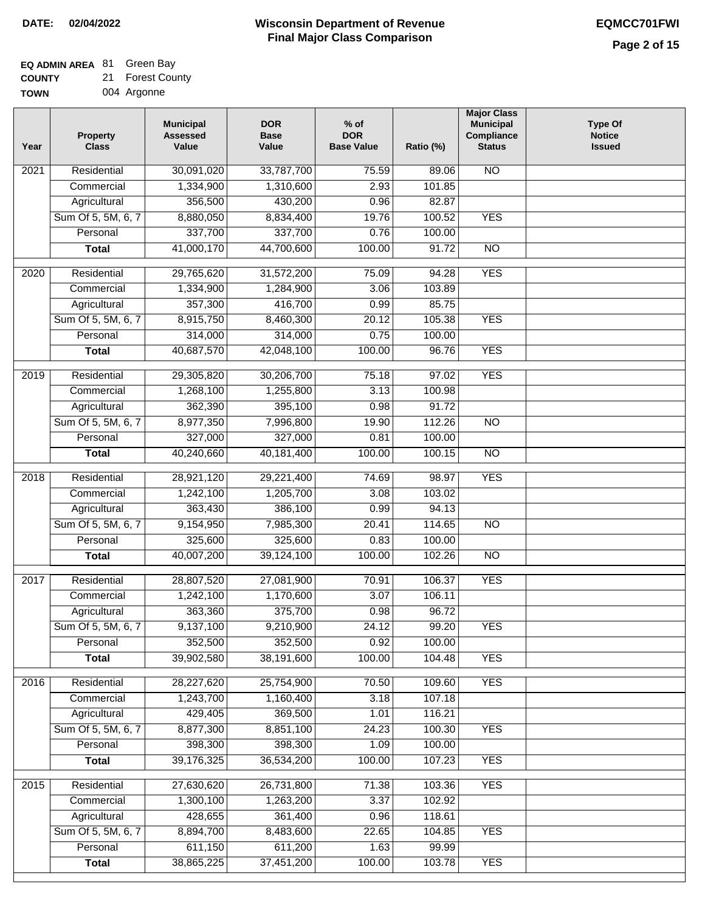**DATE: 02/04/2022**

# Wisconsin Department of Revenue
## Final Major Class Comparison

**EQMCC701FWI**

**EQ ADMIN AREA** 81 Green Bay
**COUNTY** 21 Forest County
**TOWN** 004 Argonne

| Year | Property Class | Municipal Assessed Value | DOR Base Value | % of DOR Base Value | Ratio (%) | Major Class Municipal Compliance Status | Type Of Notice Issued |
|---|---|---|---|---|---|---|---|
| 2021 | Residential | 30,091,020 | 33,787,700 | 75.59 | 89.06 | NO | |
| | Commercial | 1,334,900 | 1,310,600 | 2.93 | 101.85 | | |
| | Agricultural | 356,500 | 430,200 | 0.96 | 82.87 | | |
| | Sum Of 5, 5M, 6, 7 | 8,880,050 | 8,834,400 | 19.76 | 100.52 | YES | |
| | Personal | 337,700 | 337,700 | 0.76 | 100.00 | | |
| | **Total** | 41,000,170 | 44,700,600 | 100.00 | 91.72 | NO | |
| 2020 | Residential | 29,765,620 | 31,572,200 | 75.09 | 94.28 | YES | |
| | Commercial | 1,334,900 | 1,284,900 | 3.06 | 103.89 | | |
| | Agricultural | 357,300 | 416,700 | 0.99 | 85.75 | | |
| | Sum Of 5, 5M, 6, 7 | 8,915,750 | 8,460,300 | 20.12 | 105.38 | YES | |
| | Personal | 314,000 | 314,000 | 0.75 | 100.00 | | |
| | **Total** | 40,687,570 | 42,048,100 | 100.00 | 96.76 | YES | |
| 2019 | Residential | 29,305,820 | 30,206,700 | 75.18 | 97.02 | YES | |
| | Commercial | 1,268,100 | 1,255,800 | 3.13 | 100.98 | | |
| | Agricultural | 362,390 | 395,100 | 0.98 | 91.72 | | |
| | Sum Of 5, 5M, 6, 7 | 8,977,350 | 7,996,800 | 19.90 | 112.26 | NO | |
| | Personal | 327,000 | 327,000 | 0.81 | 100.00 | | |
| | **Total** | 40,240,660 | 40,181,400 | 100.00 | 100.15 | NO | |
| 2018 | Residential | 28,921,120 | 29,221,400 | 74.69 | 98.97 | YES | |
| | Commercial | 1,242,100 | 1,205,700 | 3.08 | 103.02 | | |
| | Agricultural | 363,430 | 386,100 | 0.99 | 94.13 | | |
| | Sum Of 5, 5M, 6, 7 | 9,154,950 | 7,985,300 | 20.41 | 114.65 | NO | |
| | Personal | 325,600 | 325,600 | 0.83 | 100.00 | | |
| | **Total** | 40,007,200 | 39,124,100 | 100.00 | 102.26 | NO | |
| 2017 | Residential | 28,807,520 | 27,081,900 | 70.91 | 106.37 | YES | |
| | Commercial | 1,242,100 | 1,170,600 | 3.07 | 106.11 | | |
| | Agricultural | 363,360 | 375,700 | 0.98 | 96.72 | | |
| | Sum Of 5, 5M, 6, 7 | 9,137,100 | 9,210,900 | 24.12 | 99.20 | YES | |
| | Personal | 352,500 | 352,500 | 0.92 | 100.00 | | |
| | **Total** | 39,902,580 | 38,191,600 | 100.00 | 104.48 | YES | |
| 2016 | Residential | 28,227,620 | 25,754,900 | 70.50 | 109.60 | YES | |
| | Commercial | 1,243,700 | 1,160,400 | 3.18 | 107.18 | | |
| | Agricultural | 429,405 | 369,500 | 1.01 | 116.21 | | |
| | Sum Of 5, 5M, 6, 7 | 8,877,300 | 8,851,100 | 24.23 | 100.30 | YES | |
| | Personal | 398,300 | 398,300 | 1.09 | 100.00 | | |
| | **Total** | 39,176,325 | 36,534,200 | 100.00 | 107.23 | YES | |
| 2015 | Residential | 27,630,620 | 26,731,800 | 71.38 | 103.36 | YES | |
| | Commercial | 1,300,100 | 1,263,200 | 3.37 | 102.92 | | |
| | Agricultural | 428,655 | 361,400 | 0.96 | 118.61 | | |
| | Sum Of 5, 5M, 6, 7 | 8,894,700 | 8,483,600 | 22.65 | 104.85 | YES | |
| | Personal | 611,150 | 611,200 | 1.63 | 99.99 | | |
| | **Total** | 38,865,225 | 37,451,200 | 100.00 | 103.78 | YES | |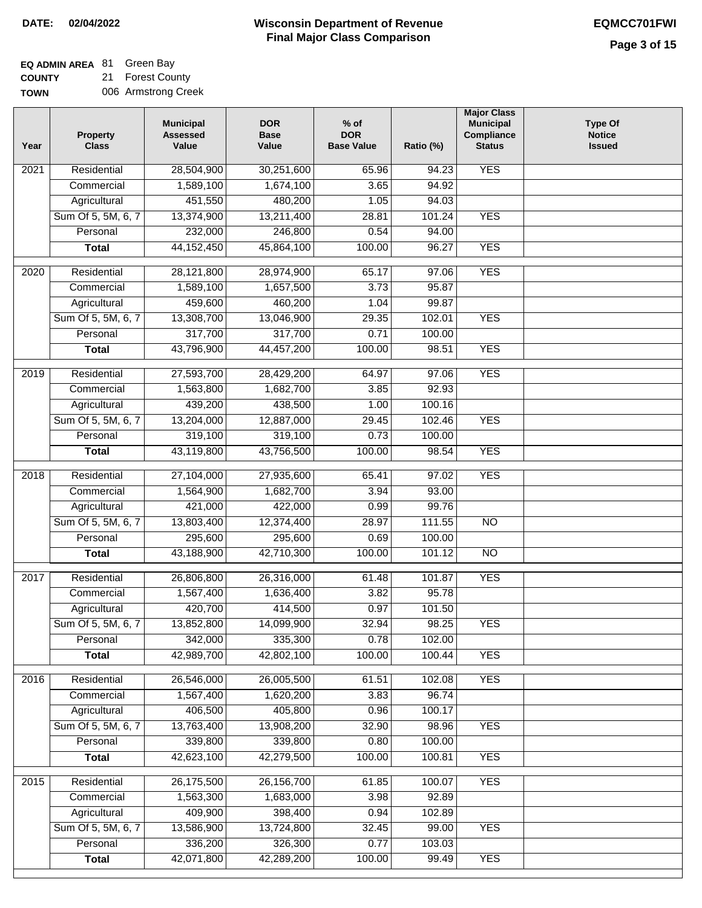**DATE:** 02/04/2022

# Wisconsin Department of Revenue
## Final Major Class Comparison

**EQMCC701FWI**

**EQ ADMIN AREA** 81 Green Bay
**COUNTY** 21 Forest County
**TOWN** 006 Armstrong Creek

| Year | Property Class | Municipal Assessed Value | DOR Base Value | % of DOR Base Value | Ratio (%) | Major Class Municipal Compliance Status | Type Of Notice Issued |
|---|---|---|---|---|---|---|---|
| 2021 | Residential | 28,504,900 | 30,251,600 | 65.96 | 94.23 | YES | |
| | Commercial | 1,589,100 | 1,674,100 | 3.65 | 94.92 | | |
| | Agricultural | 451,550 | 480,200 | 1.05 | 94.03 | | |
| | Sum Of 5, 5M, 6, 7 | 13,374,900 | 13,211,400 | 28.81 | 101.24 | YES | |
| | Personal | 232,000 | 246,800 | 0.54 | 94.00 | | |
| | **Total** | 44,152,450 | 45,864,100 | 100.00 | 96.27 | YES | |
| 2020 | Residential | 28,121,800 | 28,974,900 | 65.17 | 97.06 | YES | |
| | Commercial | 1,589,100 | 1,657,500 | 3.73 | 95.87 | | |
| | Agricultural | 459,600 | 460,200 | 1.04 | 99.87 | | |
| | Sum Of 5, 5M, 6, 7 | 13,308,700 | 13,046,900 | 29.35 | 102.01 | YES | |
| | Personal | 317,700 | 317,700 | 0.71 | 100.00 | | |
| | **Total** | 43,796,900 | 44,457,200 | 100.00 | 98.51 | YES | |
| 2019 | Residential | 27,593,700 | 28,429,200 | 64.97 | 97.06 | YES | |
| | Commercial | 1,563,800 | 1,682,700 | 3.85 | 92.93 | | |
| | Agricultural | 439,200 | 438,500 | 1.00 | 100.16 | | |
| | Sum Of 5, 5M, 6, 7 | 13,204,000 | 12,887,000 | 29.45 | 102.46 | YES | |
| | Personal | 319,100 | 319,100 | 0.73 | 100.00 | | |
| | **Total** | 43,119,800 | 43,756,500 | 100.00 | 98.54 | YES | |
| 2018 | Residential | 27,104,000 | 27,935,600 | 65.41 | 97.02 | YES | |
| | Commercial | 1,564,900 | 1,682,700 | 3.94 | 93.00 | | |
| | Agricultural | 421,000 | 422,000 | 0.99 | 99.76 | | |
| | Sum Of 5, 5M, 6, 7 | 13,803,400 | 12,374,400 | 28.97 | 111.55 | NO | |
| | Personal | 295,600 | 295,600 | 0.69 | 100.00 | | |
| | **Total** | 43,188,900 | 42,710,300 | 100.00 | 101.12 | NO | |
| 2017 | Residential | 26,806,800 | 26,316,000 | 61.48 | 101.87 | YES | |
| | Commercial | 1,567,400 | 1,636,400 | 3.82 | 95.78 | | |
| | Agricultural | 420,700 | 414,500 | 0.97 | 101.50 | | |
| | Sum Of 5, 5M, 6, 7 | 13,852,800 | 14,099,900 | 32.94 | 98.25 | YES | |
| | Personal | 342,000 | 335,300 | 0.78 | 102.00 | | |
| | **Total** | 42,989,700 | 42,802,100 | 100.00 | 100.44 | YES | |
| 2016 | Residential | 26,546,000 | 26,005,500 | 61.51 | 102.08 | YES | |
| | Commercial | 1,567,400 | 1,620,200 | 3.83 | 96.74 | | |
| | Agricultural | 406,500 | 405,800 | 0.96 | 100.17 | | |
| | Sum Of 5, 5M, 6, 7 | 13,763,400 | 13,908,200 | 32.90 | 98.96 | YES | |
| | Personal | 339,800 | 339,800 | 0.80 | 100.00 | | |
| | **Total** | 42,623,100 | 42,279,500 | 100.00 | 100.81 | YES | |
| 2015 | Residential | 26,175,500 | 26,156,700 | 61.85 | 100.07 | YES | |
| | Commercial | 1,563,300 | 1,683,000 | 3.98 | 92.89 | | |
| | Agricultural | 409,900 | 398,400 | 0.94 | 102.89 | | |
| | Sum Of 5, 5M, 6, 7 | 13,586,900 | 13,724,800 | 32.45 | 99.00 | YES | |
| | Personal | 336,200 | 326,300 | 0.77 | 103.03 | | |
| | **Total** | 42,071,800 | 42,289,200 | 100.00 | 99.49 | YES | |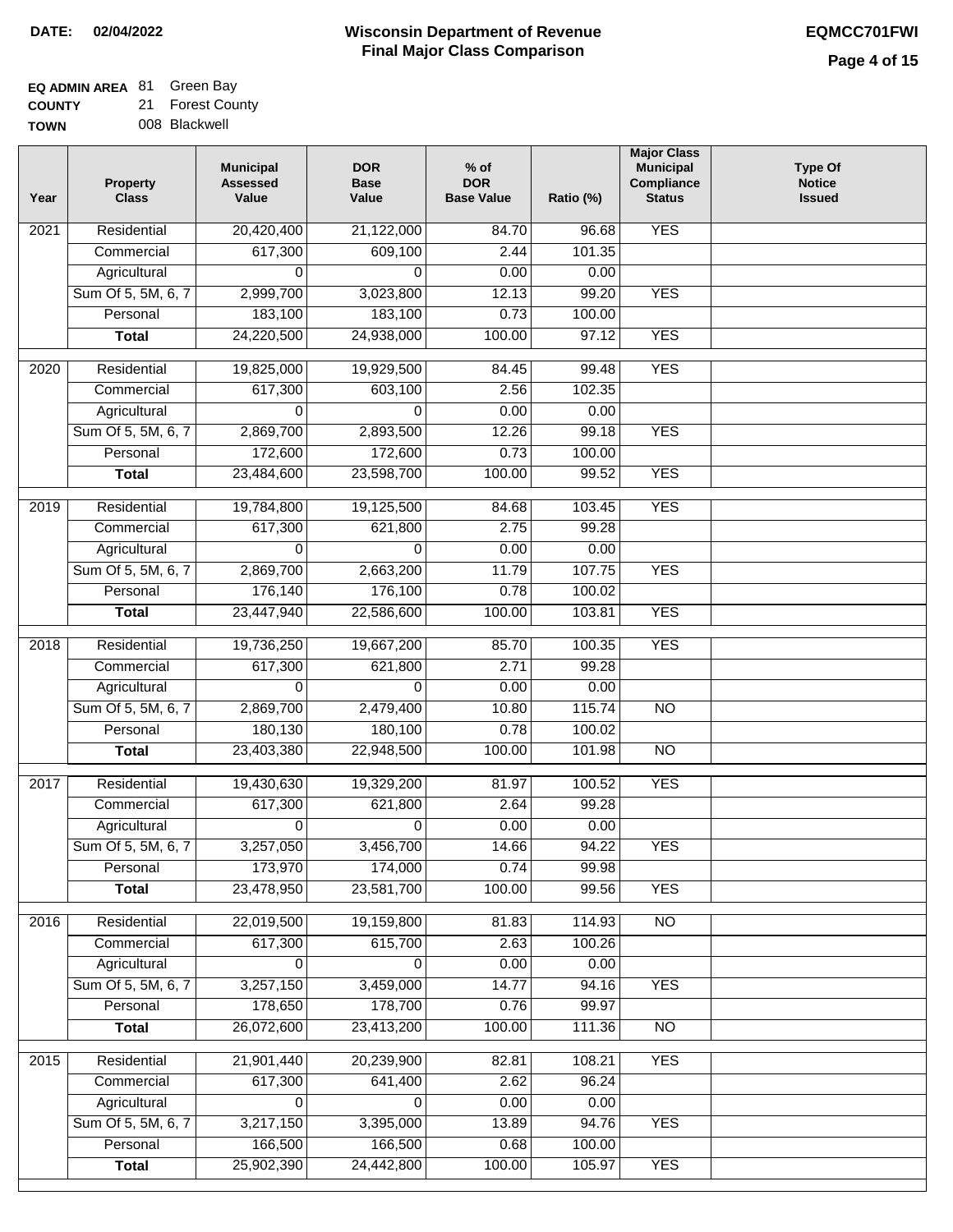**DATE:** 02/04/2022

# Wisconsin Department of Revenue
## Final Major Class Comparison

**EQMCC701FWI**

**EQ ADMIN AREA** 81 Green Bay
**COUNTY** 21 Forest County
**TOWN** 008 Blackwell

| Year | Property Class | Municipal Assessed Value | DOR Base Value | % of DOR Base Value | Ratio (%) | Major Class Municipal Compliance Status | Type Of Notice Issued |
|---|---|---|---|---|---|---|---|
| 2021 | Residential | 20,420,400 | 21,122,000 | 84.70 | 96.68 | YES | |
| | Commercial | 617,300 | 609,100 | 2.44 | 101.35 | | |
| | Agricultural | 0 | 0 | 0.00 | 0.00 | | |
| | Sum Of 5, 5M, 6, 7 | 2,999,700 | 3,023,800 | 12.13 | 99.20 | YES | |
| | Personal | 183,100 | 183,100 | 0.73 | 100.00 | | |
| | **Total** | 24,220,500 | 24,938,000 | 100.00 | 97.12 | YES | |
| 2020 | Residential | 19,825,000 | 19,929,500 | 84.45 | 99.48 | YES | |
| | Commercial | 617,300 | 603,100 | 2.56 | 102.35 | | |
| | Agricultural | 0 | 0 | 0.00 | 0.00 | | |
| | Sum Of 5, 5M, 6, 7 | 2,869,700 | 2,893,500 | 12.26 | 99.18 | YES | |
| | Personal | 172,600 | 172,600 | 0.73 | 100.00 | | |
| | **Total** | 23,484,600 | 23,598,700 | 100.00 | 99.52 | YES | |
| 2019 | Residential | 19,784,800 | 19,125,500 | 84.68 | 103.45 | YES | |
| | Commercial | 617,300 | 621,800 | 2.75 | 99.28 | | |
| | Agricultural | 0 | 0 | 0.00 | 0.00 | | |
| | Sum Of 5, 5M, 6, 7 | 2,869,700 | 2,663,200 | 11.79 | 107.75 | YES | |
| | Personal | 176,140 | 176,100 | 0.78 | 100.02 | | |
| | **Total** | 23,447,940 | 22,586,600 | 100.00 | 103.81 | YES | |
| 2018 | Residential | 19,736,250 | 19,667,200 | 85.70 | 100.35 | YES | |
| | Commercial | 617,300 | 621,800 | 2.71 | 99.28 | | |
| | Agricultural | 0 | 0 | 0.00 | 0.00 | | |
| | Sum Of 5, 5M, 6, 7 | 2,869,700 | 2,479,400 | 10.80 | 115.74 | NO | |
| | Personal | 180,130 | 180,100 | 0.78 | 100.02 | | |
| | **Total** | 23,403,380 | 22,948,500 | 100.00 | 101.98 | NO | |
| 2017 | Residential | 19,430,630 | 19,329,200 | 81.97 | 100.52 | YES | |
| | Commercial | 617,300 | 621,800 | 2.64 | 99.28 | | |
| | Agricultural | 0 | 0 | 0.00 | 0.00 | | |
| | Sum Of 5, 5M, 6, 7 | 3,257,050 | 3,456,700 | 14.66 | 94.22 | YES | |
| | Personal | 173,970 | 174,000 | 0.74 | 99.98 | | |
| | **Total** | 23,478,950 | 23,581,700 | 100.00 | 99.56 | YES | |
| 2016 | Residential | 22,019,500 | 19,159,800 | 81.83 | 114.93 | NO | |
| | Commercial | 617,300 | 615,700 | 2.63 | 100.26 | | |
| | Agricultural | 0 | 0 | 0.00 | 0.00 | | |
| | Sum Of 5, 5M, 6, 7 | 3,257,150 | 3,459,000 | 14.77 | 94.16 | YES | |
| | Personal | 178,650 | 178,700 | 0.76 | 99.97 | | |
| | **Total** | 26,072,600 | 23,413,200 | 100.00 | 111.36 | NO | |
| 2015 | Residential | 21,901,440 | 20,239,900 | 82.81 | 108.21 | YES | |
| | Commercial | 617,300 | 641,400 | 2.62 | 96.24 | | |
| | Agricultural | 0 | 0 | 0.00 | 0.00 | | |
| | Sum Of 5, 5M, 6, 7 | 3,217,150 | 3,395,000 | 13.89 | 94.76 | YES | |
| | Personal | 166,500 | 166,500 | 0.68 | 100.00 | | |
| | **Total** | 25,902,390 | 24,442,800 | 100.00 | 105.97 | YES | |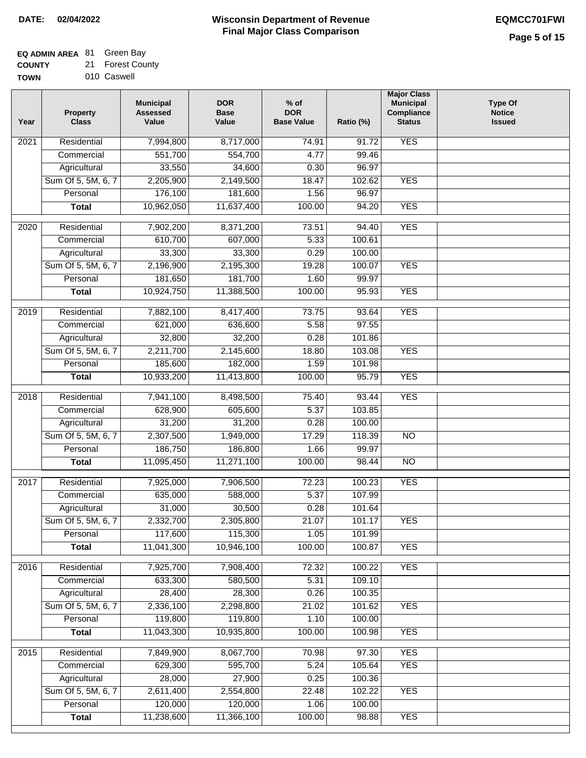**DATE: 02/04/2022**

# Wisconsin Department of Revenue
## Final Major Class Comparison

**EQMCC701FWI**

**EQ ADMIN AREA** 81 Green Bay
**COUNTY** 21 Forest County
**TOWN** 010 Caswell

| Year | Property Class | Municipal Assessed Value | DOR Base Value | % of DOR Base Value | Ratio (%) | Major Class Municipal Compliance Status | Type Of Notice Issued |
|---|---|---|---|---|---|---|---|
| 2021 | Residential | 7,994,800 | 8,717,000 | 74.91 | 91.72 | YES | |
| | Commercial | 551,700 | 554,700 | 4.77 | 99.46 | | |
| | Agricultural | 33,550 | 34,600 | 0.30 | 96.97 | | |
| | Sum Of 5, 5M, 6, 7 | 2,205,900 | 2,149,500 | 18.47 | 102.62 | YES | |
| | Personal | 176,100 | 181,600 | 1.56 | 96.97 | | |
| | **Total** | 10,962,050 | 11,637,400 | 100.00 | 94.20 | YES | |
| 2020 | Residential | 7,902,200 | 8,371,200 | 73.51 | 94.40 | YES | |
| | Commercial | 610,700 | 607,000 | 5.33 | 100.61 | | |
| | Agricultural | 33,300 | 33,300 | 0.29 | 100.00 | | |
| | Sum Of 5, 5M, 6, 7 | 2,196,900 | 2,195,300 | 19.28 | 100.07 | YES | |
| | Personal | 181,650 | 181,700 | 1.60 | 99.97 | | |
| | **Total** | 10,924,750 | 11,388,500 | 100.00 | 95.93 | YES | |
| 2019 | Residential | 7,882,100 | 8,417,400 | 73.75 | 93.64 | YES | |
| | Commercial | 621,000 | 636,600 | 5.58 | 97.55 | | |
| | Agricultural | 32,800 | 32,200 | 0.28 | 101.86 | | |
| | Sum Of 5, 5M, 6, 7 | 2,211,700 | 2,145,600 | 18.80 | 103.08 | YES | |
| | Personal | 185,600 | 182,000 | 1.59 | 101.98 | | |
| | **Total** | 10,933,200 | 11,413,800 | 100.00 | 95.79 | YES | |
| 2018 | Residential | 7,941,100 | 8,498,500 | 75.40 | 93.44 | YES | |
| | Commercial | 628,900 | 605,600 | 5.37 | 103.85 | | |
| | Agricultural | 31,200 | 31,200 | 0.28 | 100.00 | | |
| | Sum Of 5, 5M, 6, 7 | 2,307,500 | 1,949,000 | 17.29 | 118.39 | NO | |
| | Personal | 186,750 | 186,800 | 1.66 | 99.97 | | |
| | **Total** | 11,095,450 | 11,271,100 | 100.00 | 98.44 | NO | |
| 2017 | Residential | 7,925,000 | 7,906,500 | 72.23 | 100.23 | YES | |
| | Commercial | 635,000 | 588,000 | 5.37 | 107.99 | | |
| | Agricultural | 31,000 | 30,500 | 0.28 | 101.64 | | |
| | Sum Of 5, 5M, 6, 7 | 2,332,700 | 2,305,800 | 21.07 | 101.17 | YES | |
| | Personal | 117,600 | 115,300 | 1.05 | 101.99 | | |
| | **Total** | 11,041,300 | 10,946,100 | 100.00 | 100.87 | YES | |
| 2016 | Residential | 7,925,700 | 7,908,400 | 72.32 | 100.22 | YES | |
| | Commercial | 633,300 | 580,500 | 5.31 | 109.10 | | |
| | Agricultural | 28,400 | 28,300 | 0.26 | 100.35 | | |
| | Sum Of 5, 5M, 6, 7 | 2,336,100 | 2,298,800 | 21.02 | 101.62 | YES | |
| | Personal | 119,800 | 119,800 | 1.10 | 100.00 | | |
| | **Total** | 11,043,300 | 10,935,800 | 100.00 | 100.98 | YES | |
| 2015 | Residential | 7,849,900 | 8,067,700 | 70.98 | 97.30 | YES | |
| | Commercial | 629,300 | 595,700 | 5.24 | 105.64 | YES | |
| | Agricultural | 28,000 | 27,900 | 0.25 | 100.36 | | |
| | Sum Of 5, 5M, 6, 7 | 2,611,400 | 2,554,800 | 22.48 | 102.22 | YES | |
| | Personal | 120,000 | 120,000 | 1.06 | 100.00 | | |
| | **Total** | 11,238,600 | 11,366,100 | 100.00 | 98.88 | YES | |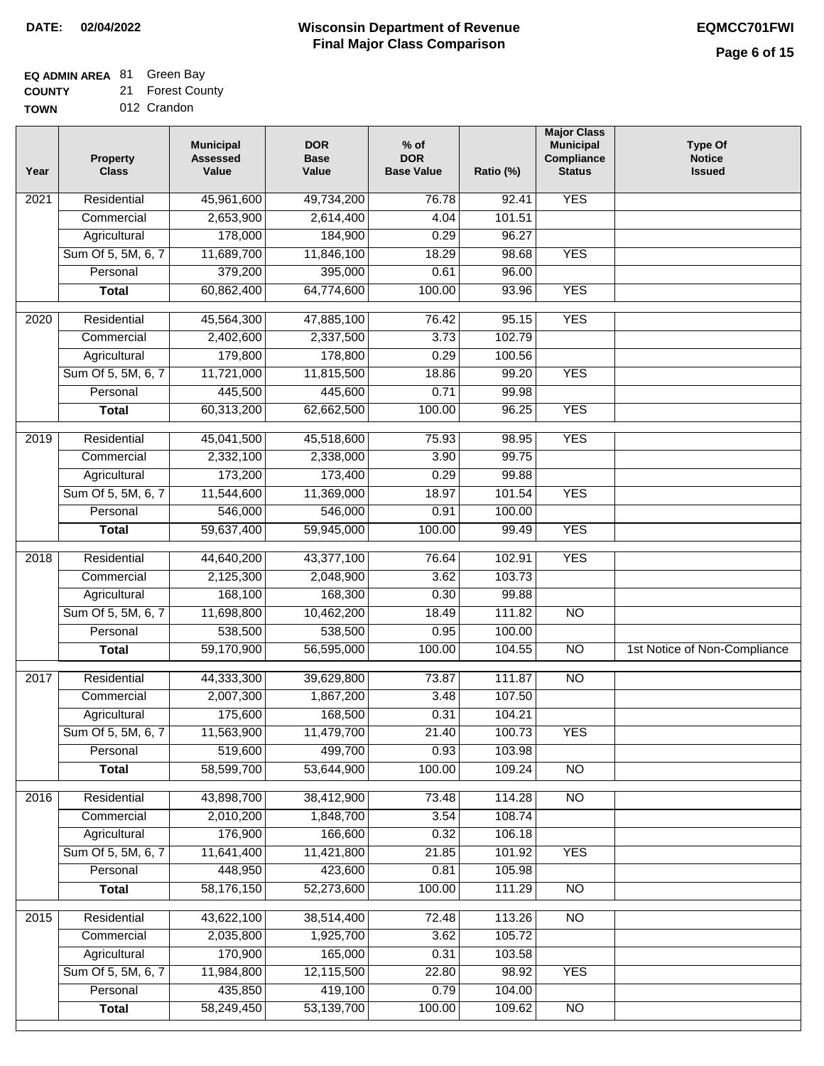**DATE: 02/04/2022**

# Wisconsin Department of Revenue
## Final Major Class Comparison

**EQMCC701FWI**

**EQ ADMIN AREA** 81 Green Bay
**COUNTY** 21 Forest County
**TOWN** 012 Crandon

| Year | Property Class | Municipal Assessed Value | DOR Base Value | % of DOR Base Value | Ratio (%) | Major Class Municipal Compliance Status | Type Of Notice Issued |
|---|---|---|---|---|---|---|---|
| 2021 | Residential | 45,961,600 | 49,734,200 | 76.78 | 92.41 | YES | |
| | Commercial | 2,653,900 | 2,614,400 | 4.04 | 101.51 | | |
| | Agricultural | 178,000 | 184,900 | 0.29 | 96.27 | | |
| | Sum Of 5, 5M, 6, 7 | 11,689,700 | 11,846,100 | 18.29 | 98.68 | YES | |
| | Personal | 379,200 | 395,000 | 0.61 | 96.00 | | |
| | **Total** | 60,862,400 | 64,774,600 | 100.00 | 93.96 | YES | |
| 2020 | Residential | 45,564,300 | 47,885,100 | 76.42 | 95.15 | YES | |
| | Commercial | 2,402,600 | 2,337,500 | 3.73 | 102.79 | | |
| | Agricultural | 179,800 | 178,800 | 0.29 | 100.56 | | |
| | Sum Of 5, 5M, 6, 7 | 11,721,000 | 11,815,500 | 18.86 | 99.20 | YES | |
| | Personal | 445,500 | 445,600 | 0.71 | 99.98 | | |
| | **Total** | 60,313,200 | 62,662,500 | 100.00 | 96.25 | YES | |
| 2019 | Residential | 45,041,500 | 45,518,600 | 75.93 | 98.95 | YES | |
| | Commercial | 2,332,100 | 2,338,000 | 3.90 | 99.75 | | |
| | Agricultural | 173,200 | 173,400 | 0.29 | 99.88 | | |
| | Sum Of 5, 5M, 6, 7 | 11,544,600 | 11,369,000 | 18.97 | 101.54 | YES | |
| | Personal | 546,000 | 546,000 | 0.91 | 100.00 | | |
| | **Total** | 59,637,400 | 59,945,000 | 100.00 | 99.49 | YES | |
| 2018 | Residential | 44,640,200 | 43,377,100 | 76.64 | 102.91 | YES | |
| | Commercial | 2,125,300 | 2,048,900 | 3.62 | 103.73 | | |
| | Agricultural | 168,100 | 168,300 | 0.30 | 99.88 | | |
| | Sum Of 5, 5M, 6, 7 | 11,698,800 | 10,462,200 | 18.49 | 111.82 | NO | |
| | Personal | 538,500 | 538,500 | 0.95 | 100.00 | | |
| | **Total** | 59,170,900 | 56,595,000 | 100.00 | 104.55 | NO | 1st Notice of Non-Compliance |
| 2017 | Residential | 44,333,300 | 39,629,800 | 73.87 | 111.87 | NO | |
| | Commercial | 2,007,300 | 1,867,200 | 3.48 | 107.50 | | |
| | Agricultural | 175,600 | 168,500 | 0.31 | 104.21 | | |
| | Sum Of 5, 5M, 6, 7 | 11,563,900 | 11,479,700 | 21.40 | 100.73 | YES | |
| | Personal | 519,600 | 499,700 | 0.93 | 103.98 | | |
| | **Total** | 58,599,700 | 53,644,900 | 100.00 | 109.24 | NO | |
| 2016 | Residential | 43,898,700 | 38,412,900 | 73.48 | 114.28 | NO | |
| | Commercial | 2,010,200 | 1,848,700 | 3.54 | 108.74 | | |
| | Agricultural | 176,900 | 166,600 | 0.32 | 106.18 | | |
| | Sum Of 5, 5M, 6, 7 | 11,641,400 | 11,421,800 | 21.85 | 101.92 | YES | |
| | Personal | 448,950 | 423,600 | 0.81 | 105.98 | | |
| | **Total** | 58,176,150 | 52,273,600 | 100.00 | 111.29 | NO | |
| 2015 | Residential | 43,622,100 | 38,514,400 | 72.48 | 113.26 | NO | |
| | Commercial | 2,035,800 | 1,925,700 | 3.62 | 105.72 | | |
| | Agricultural | 170,900 | 165,000 | 0.31 | 103.58 | | |
| | Sum Of 5, 5M, 6, 7 | 11,984,800 | 12,115,500 | 22.80 | 98.92 | YES | |
| | Personal | 435,850 | 419,100 | 0.79 | 104.00 | | |
| | **Total** | 58,249,450 | 53,139,700 | 100.00 | 109.62 | NO | |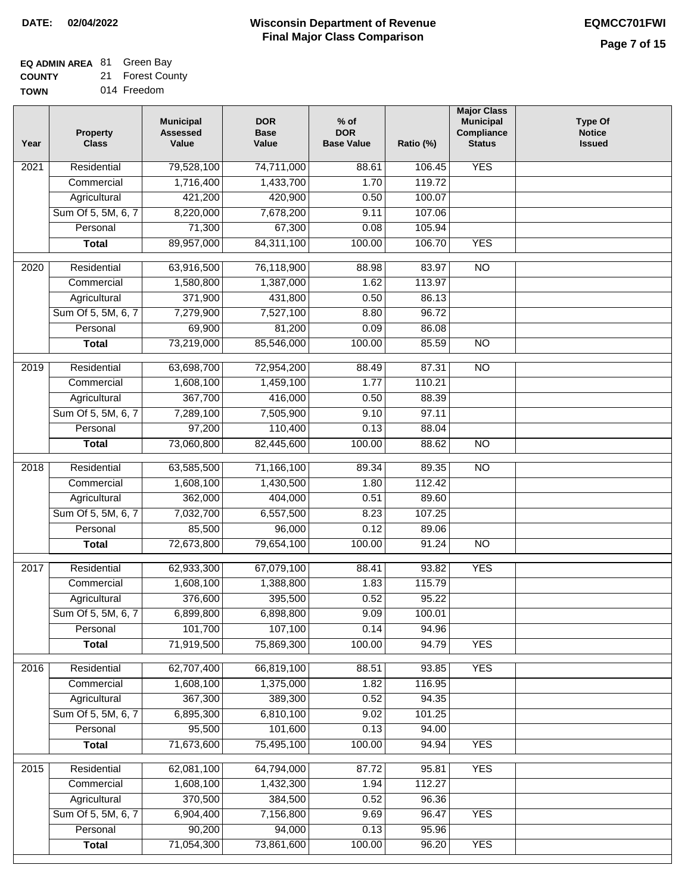**DATE: 02/04/2022**

# Wisconsin Department of Revenue
## Final Major Class Comparison

**EQMCC701FWI**

**EQ ADMIN AREA** 81 Green Bay
**COUNTY** 21 Forest County
**TOWN** 014 Freedom

| Year | Property Class | Municipal Assessed Value | DOR Base Value | % of DOR Base Value | Ratio (%) | Major Class Municipal Compliance Status | Type Of Notice Issued |
|---|---|---|---|---|---|---|---|
| 2021 | Residential | 79,528,100 | 74,711,000 | 88.61 | 106.45 | YES | |
| | Commercial | 1,716,400 | 1,433,700 | 1.70 | 119.72 | | |
| | Agricultural | 421,200 | 420,900 | 0.50 | 100.07 | | |
| | Sum Of 5, 5M, 6, 7 | 8,220,000 | 7,678,200 | 9.11 | 107.06 | | |
| | Personal | 71,300 | 67,300 | 0.08 | 105.94 | | |
| | **Total** | 89,957,000 | 84,311,100 | 100.00 | 106.70 | YES | |
| 2020 | Residential | 63,916,500 | 76,118,900 | 88.98 | 83.97 | NO | |
| | Commercial | 1,580,800 | 1,387,000 | 1.62 | 113.97 | | |
| | Agricultural | 371,900 | 431,800 | 0.50 | 86.13 | | |
| | Sum Of 5, 5M, 6, 7 | 7,279,900 | 7,527,100 | 8.80 | 96.72 | | |
| | Personal | 69,900 | 81,200 | 0.09 | 86.08 | | |
| | **Total** | 73,219,000 | 85,546,000 | 100.00 | 85.59 | NO | |
| 2019 | Residential | 63,698,700 | 72,954,200 | 88.49 | 87.31 | NO | |
| | Commercial | 1,608,100 | 1,459,100 | 1.77 | 110.21 | | |
| | Agricultural | 367,700 | 416,000 | 0.50 | 88.39 | | |
| | Sum Of 5, 5M, 6, 7 | 7,289,100 | 7,505,900 | 9.10 | 97.11 | | |
| | Personal | 97,200 | 110,400 | 0.13 | 88.04 | | |
| | **Total** | 73,060,800 | 82,445,600 | 100.00 | 88.62 | NO | |
| 2018 | Residential | 63,585,500 | 71,166,100 | 89.34 | 89.35 | NO | |
| | Commercial | 1,608,100 | 1,430,500 | 1.80 | 112.42 | | |
| | Agricultural | 362,000 | 404,000 | 0.51 | 89.60 | | |
| | Sum Of 5, 5M, 6, 7 | 7,032,700 | 6,557,500 | 8.23 | 107.25 | | |
| | Personal | 85,500 | 96,000 | 0.12 | 89.06 | | |
| | **Total** | 72,673,800 | 79,654,100 | 100.00 | 91.24 | NO | |
| 2017 | Residential | 62,933,300 | 67,079,100 | 88.41 | 93.82 | YES | |
| | Commercial | 1,608,100 | 1,388,800 | 1.83 | 115.79 | | |
| | Agricultural | 376,600 | 395,500 | 0.52 | 95.22 | | |
| | Sum Of 5, 5M, 6, 7 | 6,899,800 | 6,898,800 | 9.09 | 100.01 | | |
| | Personal | 101,700 | 107,100 | 0.14 | 94.96 | | |
| | **Total** | 71,919,500 | 75,869,300 | 100.00 | 94.79 | YES | |
| 2016 | Residential | 62,707,400 | 66,819,100 | 88.51 | 93.85 | YES | |
| | Commercial | 1,608,100 | 1,375,000 | 1.82 | 116.95 | | |
| | Agricultural | 367,300 | 389,300 | 0.52 | 94.35 | | |
| | Sum Of 5, 5M, 6, 7 | 6,895,300 | 6,810,100 | 9.02 | 101.25 | | |
| | Personal | 95,500 | 101,600 | 0.13 | 94.00 | | |
| | **Total** | 71,673,600 | 75,495,100 | 100.00 | 94.94 | YES | |
| 2015 | Residential | 62,081,100 | 64,794,000 | 87.72 | 95.81 | YES | |
| | Commercial | 1,608,100 | 1,432,300 | 1.94 | 112.27 | | |
| | Agricultural | 370,500 | 384,500 | 0.52 | 96.36 | | |
| | Sum Of 5, 5M, 6, 7 | 6,904,400 | 7,156,800 | 9.69 | 96.47 | YES | |
| | Personal | 90,200 | 94,000 | 0.13 | 95.96 | | |
| | **Total** | 71,054,300 | 73,861,600 | 100.00 | 96.20 | YES | |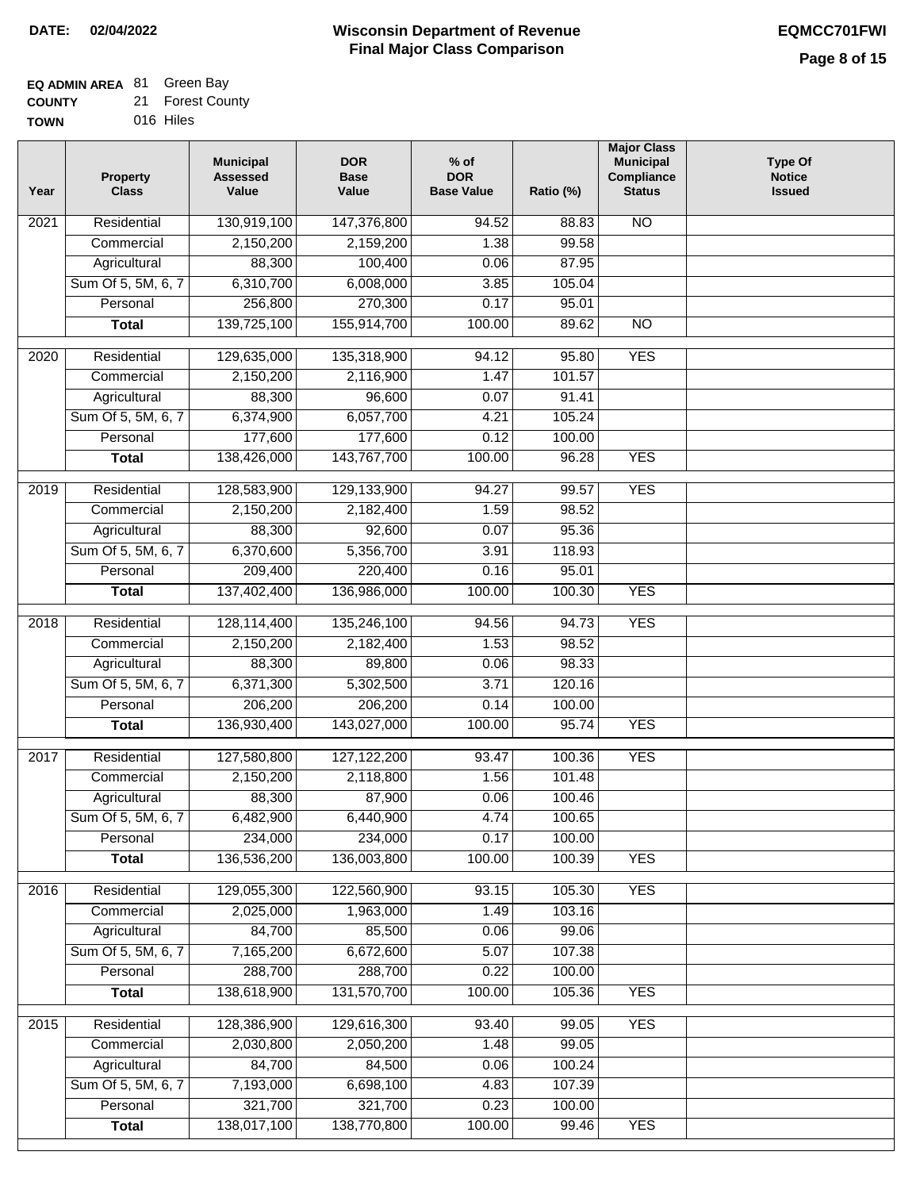DATE: 02/04/2022

# Wisconsin Department of Revenue
## Final Major Class Comparison

EQMCC701FWI

**EQ ADMIN AREA** 81 Green Bay
**COUNTY** 21 Forest County
**TOWN** 016 Hiles

| Year | Property Class | Municipal Assessed Value | DOR Base Value | % of DOR Base Value | Ratio (%) | Major Class Municipal Compliance Status | Type Of Notice Issued |
|---|---|---|---|---|---|---|---|
| 2021 | Residential | 130,919,100 | 147,376,800 | 94.52 | 88.83 | NO | |
| | Commercial | 2,150,200 | 2,159,200 | 1.38 | 99.58 | | |
| | Agricultural | 88,300 | 100,400 | 0.06 | 87.95 | | |
| | Sum Of 5, 5M, 6, 7 | 6,310,700 | 6,008,000 | 3.85 | 105.04 | | |
| | Personal | 256,800 | 270,300 | 0.17 | 95.01 | | |
| | **Total** | 139,725,100 | 155,914,700 | 100.00 | 89.62 | NO | |
| 2020 | Residential | 129,635,000 | 135,318,900 | 94.12 | 95.80 | YES | |
| | Commercial | 2,150,200 | 2,116,900 | 1.47 | 101.57 | | |
| | Agricultural | 88,300 | 96,600 | 0.07 | 91.41 | | |
| | Sum Of 5, 5M, 6, 7 | 6,374,900 | 6,057,700 | 4.21 | 105.24 | | |
| | Personal | 177,600 | 177,600 | 0.12 | 100.00 | | |
| | **Total** | 138,426,000 | 143,767,700 | 100.00 | 96.28 | YES | |
| 2019 | Residential | 128,583,900 | 129,133,900 | 94.27 | 99.57 | YES | |
| | Commercial | 2,150,200 | 2,182,400 | 1.59 | 98.52 | | |
| | Agricultural | 88,300 | 92,600 | 0.07 | 95.36 | | |
| | Sum Of 5, 5M, 6, 7 | 6,370,600 | 5,356,700 | 3.91 | 118.93 | | |
| | Personal | 209,400 | 220,400 | 0.16 | 95.01 | | |
| | **Total** | 137,402,400 | 136,986,000 | 100.00 | 100.30 | YES | |
| 2018 | Residential | 128,114,400 | 135,246,100 | 94.56 | 94.73 | YES | |
| | Commercial | 2,150,200 | 2,182,400 | 1.53 | 98.52 | | |
| | Agricultural | 88,300 | 89,800 | 0.06 | 98.33 | | |
| | Sum Of 5, 5M, 6, 7 | 6,371,300 | 5,302,500 | 3.71 | 120.16 | | |
| | Personal | 206,200 | 206,200 | 0.14 | 100.00 | | |
| | **Total** | 136,930,400 | 143,027,000 | 100.00 | 95.74 | YES | |
| 2017 | Residential | 127,580,800 | 127,122,200 | 93.47 | 100.36 | YES | |
| | Commercial | 2,150,200 | 2,118,800 | 1.56 | 101.48 | | |
| | Agricultural | 88,300 | 87,900 | 0.06 | 100.46 | | |
| | Sum Of 5, 5M, 6, 7 | 6,482,900 | 6,440,900 | 4.74 | 100.65 | | |
| | Personal | 234,000 | 234,000 | 0.17 | 100.00 | | |
| | **Total** | 136,536,200 | 136,003,800 | 100.00 | 100.39 | YES | |
| 2016 | Residential | 129,055,300 | 122,560,900 | 93.15 | 105.30 | YES | |
| | Commercial | 2,025,000 | 1,963,000 | 1.49 | 103.16 | | |
| | Agricultural | 84,700 | 85,500 | 0.06 | 99.06 | | |
| | Sum Of 5, 5M, 6, 7 | 7,165,200 | 6,672,600 | 5.07 | 107.38 | | |
| | Personal | 288,700 | 288,700 | 0.22 | 100.00 | | |
| | **Total** | 138,618,900 | 131,570,700 | 100.00 | 105.36 | YES | |
| 2015 | Residential | 128,386,900 | 129,616,300 | 93.40 | 99.05 | YES | |
| | Commercial | 2,030,800 | 2,050,200 | 1.48 | 99.05 | | |
| | Agricultural | 84,700 | 84,500 | 0.06 | 100.24 | | |
| | Sum Of 5, 5M, 6, 7 | 7,193,000 | 6,698,100 | 4.83 | 107.39 | | |
| | Personal | 321,700 | 321,700 | 0.23 | 100.00 | | |
| | **Total** | 138,017,100 | 138,770,800 | 100.00 | 99.46 | YES | |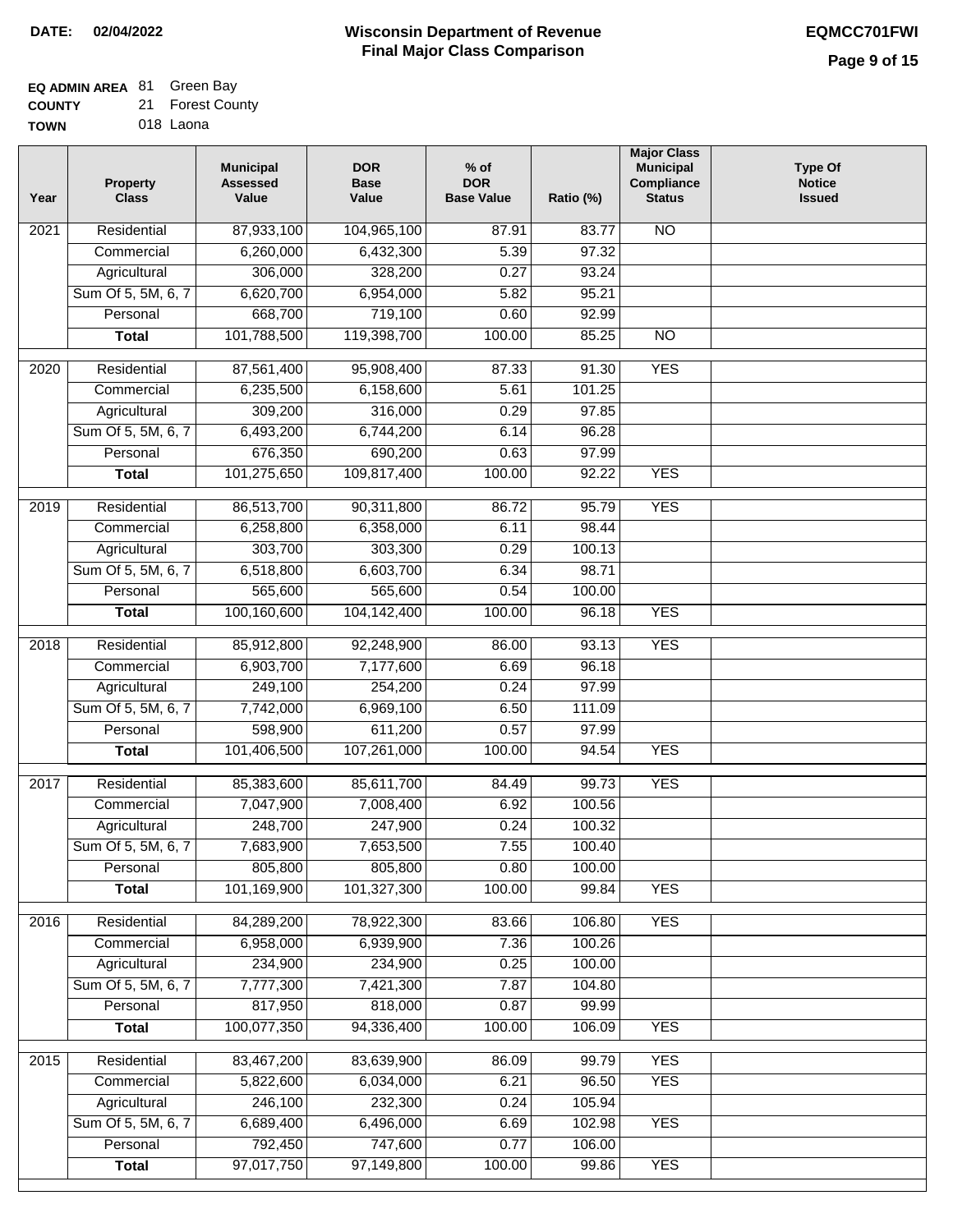**DATE: 02/04/2022**

# Wisconsin Department of Revenue
## Final Major Class Comparison

**EQMCC701FWI**

**EQ ADMIN AREA** 81 Green Bay
**COUNTY** 21 Forest County
**TOWN** 018 Laona

| Year | Property Class | Municipal Assessed Value | DOR Base Value | % of DOR Base Value | Ratio (%) | Major Class Municipal Compliance Status | Type Of Notice Issued |
|---|---|---|---|---|---|---|---|
| 2021 | Residential | 87,933,100 | 104,965,100 | 87.91 | 83.77 | NO | |
| | Commercial | 6,260,000 | 6,432,300 | 5.39 | 97.32 | | |
| | Agricultural | 306,000 | 328,200 | 0.27 | 93.24 | | |
| | Sum Of 5, 5M, 6, 7 | 6,620,700 | 6,954,000 | 5.82 | 95.21 | | |
| | Personal | 668,700 | 719,100 | 0.60 | 92.99 | | |
| | **Total** | 101,788,500 | 119,398,700 | 100.00 | 85.25 | NO | |
| 2020 | Residential | 87,561,400 | 95,908,400 | 87.33 | 91.30 | YES | |
| | Commercial | 6,235,500 | 6,158,600 | 5.61 | 101.25 | | |
| | Agricultural | 309,200 | 316,000 | 0.29 | 97.85 | | |
| | Sum Of 5, 5M, 6, 7 | 6,493,200 | 6,744,200 | 6.14 | 96.28 | | |
| | Personal | 676,350 | 690,200 | 0.63 | 97.99 | | |
| | **Total** | 101,275,650 | 109,817,400 | 100.00 | 92.22 | YES | |
| 2019 | Residential | 86,513,700 | 90,311,800 | 86.72 | 95.79 | YES | |
| | Commercial | 6,258,800 | 6,358,000 | 6.11 | 98.44 | | |
| | Agricultural | 303,700 | 303,300 | 0.29 | 100.13 | | |
| | Sum Of 5, 5M, 6, 7 | 6,518,800 | 6,603,700 | 6.34 | 98.71 | | |
| | Personal | 565,600 | 565,600 | 0.54 | 100.00 | | |
| | **Total** | 100,160,600 | 104,142,400 | 100.00 | 96.18 | YES | |
| 2018 | Residential | 85,912,800 | 92,248,900 | 86.00 | 93.13 | YES | |
| | Commercial | 6,903,700 | 7,177,600 | 6.69 | 96.18 | | |
| | Agricultural | 249,100 | 254,200 | 0.24 | 97.99 | | |
| | Sum Of 5, 5M, 6, 7 | 7,742,000 | 6,969,100 | 6.50 | 111.09 | | |
| | Personal | 598,900 | 611,200 | 0.57 | 97.99 | | |
| | **Total** | 101,406,500 | 107,261,000 | 100.00 | 94.54 | YES | |
| 2017 | Residential | 85,383,600 | 85,611,700 | 84.49 | 99.73 | YES | |
| | Commercial | 7,047,900 | 7,008,400 | 6.92 | 100.56 | | |
| | Agricultural | 248,700 | 247,900 | 0.24 | 100.32 | | |
| | Sum Of 5, 5M, 6, 7 | 7,683,900 | 7,653,500 | 7.55 | 100.40 | | |
| | Personal | 805,800 | 805,800 | 0.80 | 100.00 | | |
| | **Total** | 101,169,900 | 101,327,300 | 100.00 | 99.84 | YES | |
| 2016 | Residential | 84,289,200 | 78,922,300 | 83.66 | 106.80 | YES | |
| | Commercial | 6,958,000 | 6,939,900 | 7.36 | 100.26 | | |
| | Agricultural | 234,900 | 234,900 | 0.25 | 100.00 | | |
| | Sum Of 5, 5M, 6, 7 | 7,777,300 | 7,421,300 | 7.87 | 104.80 | | |
| | Personal | 817,950 | 818,000 | 0.87 | 99.99 | | |
| | **Total** | 100,077,350 | 94,336,400 | 100.00 | 106.09 | YES | |
| 2015 | Residential | 83,467,200 | 83,639,900 | 86.09 | 99.79 | YES | |
| | Commercial | 5,822,600 | 6,034,000 | 6.21 | 96.50 | YES | |
| | Agricultural | 246,100 | 232,300 | 0.24 | 105.94 | | |
| | Sum Of 5, 5M, 6, 7 | 6,689,400 | 6,496,000 | 6.69 | 102.98 | YES | |
| | Personal | 792,450 | 747,600 | 0.77 | 106.00 | | |
| | **Total** | 97,017,750 | 97,149,800 | 100.00 | 99.86 | YES | |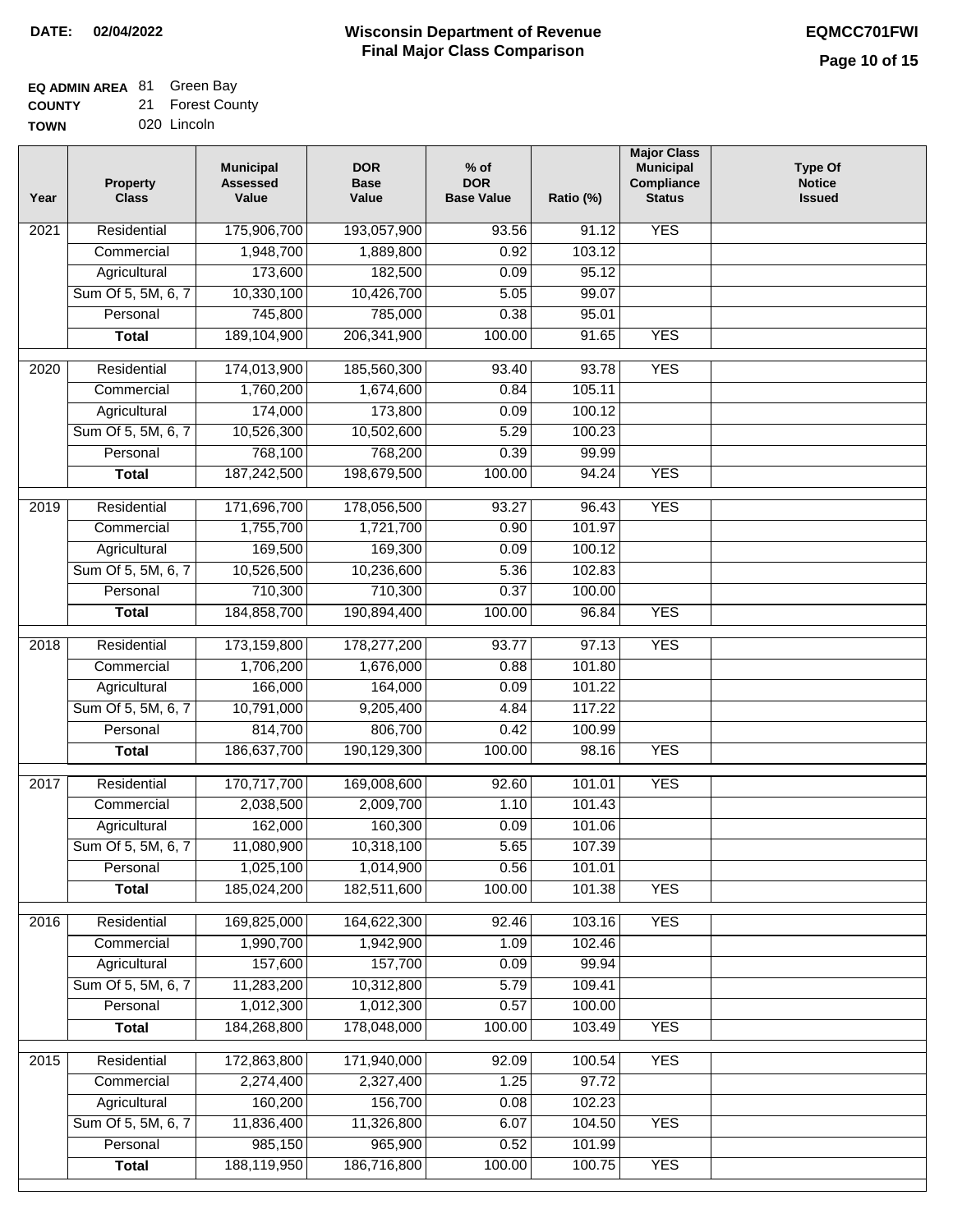**DATE: 02/04/2022**

# Wisconsin Department of Revenue
## Final Major Class Comparison

**EQMCC701FWI**

**EQ ADMIN AREA** 81 Green Bay
**COUNTY** 21 Forest County
**TOWN** 020 Lincoln

| Year | Property Class | Municipal Assessed Value | DOR Base Value | % of DOR Base Value | Ratio (%) | Major Class Municipal Compliance Status | Type Of Notice Issued |
|---|---|---|---|---|---|---|---|
| 2021 | Residential | 175,906,700 | 193,057,900 | 93.56 | 91.12 | YES | |
| | Commercial | 1,948,700 | 1,889,800 | 0.92 | 103.12 | | |
| | Agricultural | 173,600 | 182,500 | 0.09 | 95.12 | | |
| | Sum Of 5, 5M, 6, 7 | 10,330,100 | 10,426,700 | 5.05 | 99.07 | | |
| | Personal | 745,800 | 785,000 | 0.38 | 95.01 | | |
| | **Total** | 189,104,900 | 206,341,900 | 100.00 | 91.65 | YES | |
| 2020 | Residential | 174,013,900 | 185,560,300 | 93.40 | 93.78 | YES | |
| | Commercial | 1,760,200 | 1,674,600 | 0.84 | 105.11 | | |
| | Agricultural | 174,000 | 173,800 | 0.09 | 100.12 | | |
| | Sum Of 5, 5M, 6, 7 | 10,526,300 | 10,502,600 | 5.29 | 100.23 | | |
| | Personal | 768,100 | 768,200 | 0.39 | 99.99 | | |
| | **Total** | 187,242,500 | 198,679,500 | 100.00 | 94.24 | YES | |
| 2019 | Residential | 171,696,700 | 178,056,500 | 93.27 | 96.43 | YES | |
| | Commercial | 1,755,700 | 1,721,700 | 0.90 | 101.97 | | |
| | Agricultural | 169,500 | 169,300 | 0.09 | 100.12 | | |
| | Sum Of 5, 5M, 6, 7 | 10,526,500 | 10,236,600 | 5.36 | 102.83 | | |
| | Personal | 710,300 | 710,300 | 0.37 | 100.00 | | |
| | **Total** | 184,858,700 | 190,894,400 | 100.00 | 96.84 | YES | |
| 2018 | Residential | 173,159,800 | 178,277,200 | 93.77 | 97.13 | YES | |
| | Commercial | 1,706,200 | 1,676,000 | 0.88 | 101.80 | | |
| | Agricultural | 166,000 | 164,000 | 0.09 | 101.22 | | |
| | Sum Of 5, 5M, 6, 7 | 10,791,000 | 9,205,400 | 4.84 | 117.22 | | |
| | Personal | 814,700 | 806,700 | 0.42 | 100.99 | | |
| | **Total** | 186,637,700 | 190,129,300 | 100.00 | 98.16 | YES | |
| 2017 | Residential | 170,717,700 | 169,008,600 | 92.60 | 101.01 | YES | |
| | Commercial | 2,038,500 | 2,009,700 | 1.10 | 101.43 | | |
| | Agricultural | 162,000 | 160,300 | 0.09 | 101.06 | | |
| | Sum Of 5, 5M, 6, 7 | 11,080,900 | 10,318,100 | 5.65 | 107.39 | | |
| | Personal | 1,025,100 | 1,014,900 | 0.56 | 101.01 | | |
| | **Total** | 185,024,200 | 182,511,600 | 100.00 | 101.38 | YES | |
| 2016 | Residential | 169,825,000 | 164,622,300 | 92.46 | 103.16 | YES | |
| | Commercial | 1,990,700 | 1,942,900 | 1.09 | 102.46 | | |
| | Agricultural | 157,600 | 157,700 | 0.09 | 99.94 | | |
| | Sum Of 5, 5M, 6, 7 | 11,283,200 | 10,312,800 | 5.79 | 109.41 | | |
| | Personal | 1,012,300 | 1,012,300 | 0.57 | 100.00 | | |
| | **Total** | 184,268,800 | 178,048,000 | 100.00 | 103.49 | YES | |
| 2015 | Residential | 172,863,800 | 171,940,000 | 92.09 | 100.54 | YES | |
| | Commercial | 2,274,400 | 2,327,400 | 1.25 | 97.72 | | |
| | Agricultural | 160,200 | 156,700 | 0.08 | 102.23 | | |
| | Sum Of 5, 5M, 6, 7 | 11,836,400 | 11,326,800 | 6.07 | 104.50 | YES | |
| | Personal | 985,150 | 965,900 | 0.52 | 101.99 | | |
| | **Total** | 188,119,950 | 186,716,800 | 100.00 | 100.75 | YES | |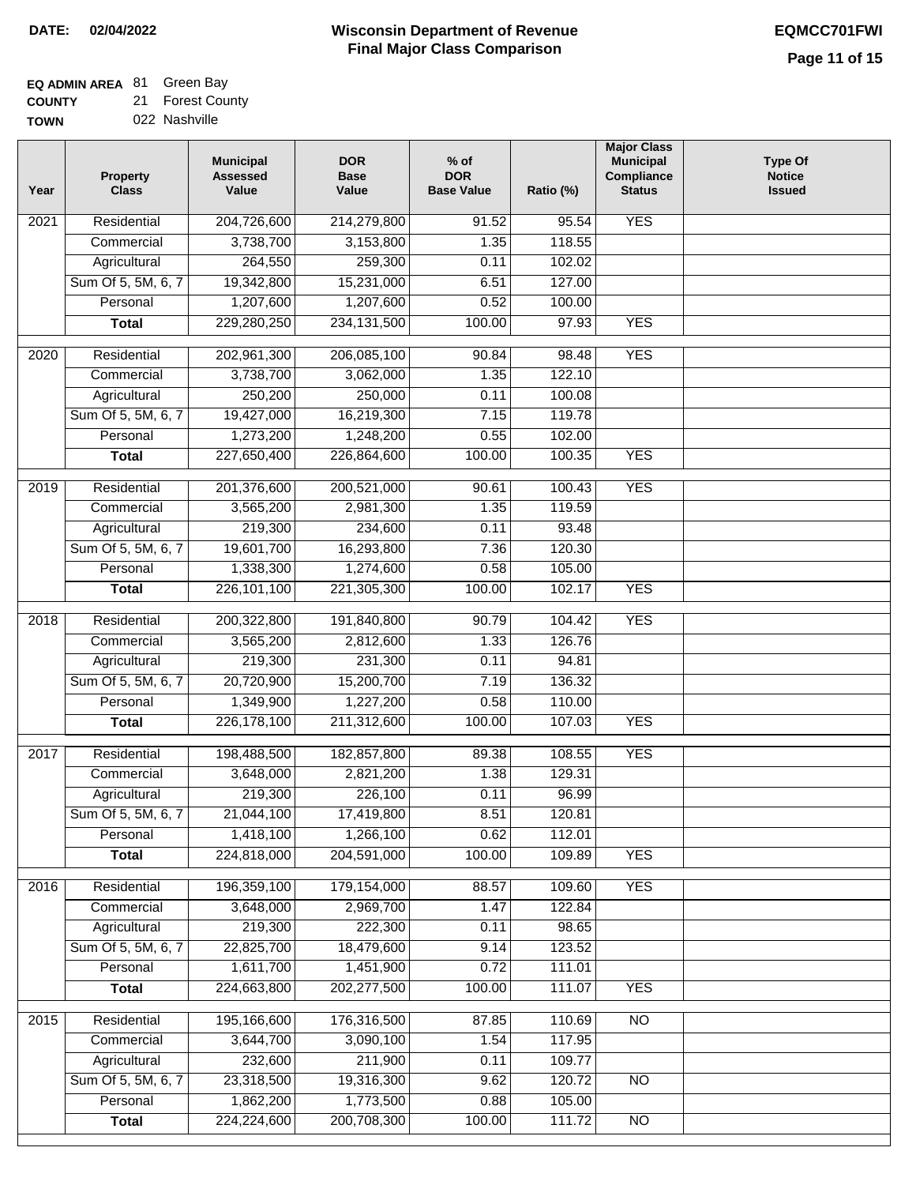**DATE: 02/04/2022**

# Wisconsin Department of Revenue
## Final Major Class Comparison

**EQMCC701FWI**

**EQ ADMIN AREA** 81 Green Bay
**COUNTY** 21 Forest County
**TOWN** 022 Nashville

| Year | Property Class | Municipal Assessed Value | DOR Base Value | % of DOR Base Value | Ratio (%) | Major Class Municipal Compliance Status | Type Of Notice Issued |
|---|---|---|---|---|---|---|---|
| 2021 | Residential | 204,726,600 | 214,279,800 | 91.52 | 95.54 | YES | |
| | Commercial | 3,738,700 | 3,153,800 | 1.35 | 118.55 | | |
| | Agricultural | 264,550 | 259,300 | 0.11 | 102.02 | | |
| | Sum Of 5, 5M, 6, 7 | 19,342,800 | 15,231,000 | 6.51 | 127.00 | | |
| | Personal | 1,207,600 | 1,207,600 | 0.52 | 100.00 | | |
| | **Total** | 229,280,250 | 234,131,500 | 100.00 | 97.93 | YES | |
| 2020 | Residential | 202,961,300 | 206,085,100 | 90.84 | 98.48 | YES | |
| | Commercial | 3,738,700 | 3,062,000 | 1.35 | 122.10 | | |
| | Agricultural | 250,200 | 250,000 | 0.11 | 100.08 | | |
| | Sum Of 5, 5M, 6, 7 | 19,427,000 | 16,219,300 | 7.15 | 119.78 | | |
| | Personal | 1,273,200 | 1,248,200 | 0.55 | 102.00 | | |
| | **Total** | 227,650,400 | 226,864,600 | 100.00 | 100.35 | YES | |
| 2019 | Residential | 201,376,600 | 200,521,000 | 90.61 | 100.43 | YES | |
| | Commercial | 3,565,200 | 2,981,300 | 1.35 | 119.59 | | |
| | Agricultural | 219,300 | 234,600 | 0.11 | 93.48 | | |
| | Sum Of 5, 5M, 6, 7 | 19,601,700 | 16,293,800 | 7.36 | 120.30 | | |
| | Personal | 1,338,300 | 1,274,600 | 0.58 | 105.00 | | |
| | **Total** | 226,101,100 | 221,305,300 | 100.00 | 102.17 | YES | |
| 2018 | Residential | 200,322,800 | 191,840,800 | 90.79 | 104.42 | YES | |
| | Commercial | 3,565,200 | 2,812,600 | 1.33 | 126.76 | | |
| | Agricultural | 219,300 | 231,300 | 0.11 | 94.81 | | |
| | Sum Of 5, 5M, 6, 7 | 20,720,900 | 15,200,700 | 7.19 | 136.32 | | |
| | Personal | 1,349,900 | 1,227,200 | 0.58 | 110.00 | | |
| | **Total** | 226,178,100 | 211,312,600 | 100.00 | 107.03 | YES | |
| 2017 | Residential | 198,488,500 | 182,857,800 | 89.38 | 108.55 | YES | |
| | Commercial | 3,648,000 | 2,821,200 | 1.38 | 129.31 | | |
| | Agricultural | 219,300 | 226,100 | 0.11 | 96.99 | | |
| | Sum Of 5, 5M, 6, 7 | 21,044,100 | 17,419,800 | 8.51 | 120.81 | | |
| | Personal | 1,418,100 | 1,266,100 | 0.62 | 112.01 | | |
| | **Total** | 224,818,000 | 204,591,000 | 100.00 | 109.89 | YES | |
| 2016 | Residential | 196,359,100 | 179,154,000 | 88.57 | 109.60 | YES | |
| | Commercial | 3,648,000 | 2,969,700 | 1.47 | 122.84 | | |
| | Agricultural | 219,300 | 222,300 | 0.11 | 98.65 | | |
| | Sum Of 5, 5M, 6, 7 | 22,825,700 | 18,479,600 | 9.14 | 123.52 | | |
| | Personal | 1,611,700 | 1,451,900 | 0.72 | 111.01 | | |
| | **Total** | 224,663,800 | 202,277,500 | 100.00 | 111.07 | YES | |
| 2015 | Residential | 195,166,600 | 176,316,500 | 87.85 | 110.69 | NO | |
| | Commercial | 3,644,700 | 3,090,100 | 1.54 | 117.95 | | |
| | Agricultural | 232,600 | 211,900 | 0.11 | 109.77 | | |
| | Sum Of 5, 5M, 6, 7 | 23,318,500 | 19,316,300 | 9.62 | 120.72 | NO | |
| | Personal | 1,862,200 | 1,773,500 | 0.88 | 105.00 | | |
| | **Total** | 224,224,600 | 200,708,300 | 100.00 | 111.72 | NO | |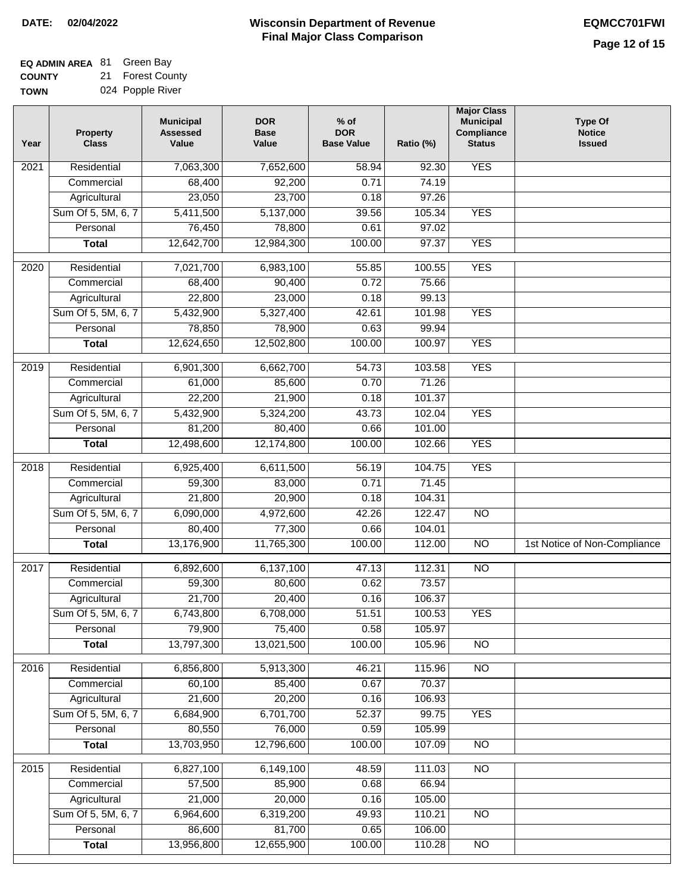**DATE: 02/04/2022**

# Wisconsin Department of Revenue
## Final Major Class Comparison

**EQMCC701FWI**

**EQ ADMIN AREA** 81 Green Bay
**COUNTY** 21 Forest County
**TOWN** 024 Popple River

| Year | Property Class | Municipal Assessed Value | DOR Base Value | % of DOR Base Value | Ratio (%) | Major Class Municipal Compliance Status | Type Of Notice Issued |
|---|---|---|---|---|---|---|---|
| 2021 | Residential | 7,063,300 | 7,652,600 | 58.94 | 92.30 | YES | |
| | Commercial | 68,400 | 92,200 | 0.71 | 74.19 | | |
| | Agricultural | 23,050 | 23,700 | 0.18 | 97.26 | | |
| | Sum Of 5, 5M, 6, 7 | 5,411,500 | 5,137,000 | 39.56 | 105.34 | YES | |
| | Personal | 76,450 | 78,800 | 0.61 | 97.02 | | |
| | **Total** | 12,642,700 | 12,984,300 | 100.00 | 97.37 | YES | |
| 2020 | Residential | 7,021,700 | 6,983,100 | 55.85 | 100.55 | YES | |
| | Commercial | 68,400 | 90,400 | 0.72 | 75.66 | | |
| | Agricultural | 22,800 | 23,000 | 0.18 | 99.13 | | |
| | Sum Of 5, 5M, 6, 7 | 5,432,900 | 5,327,400 | 42.61 | 101.98 | YES | |
| | Personal | 78,850 | 78,900 | 0.63 | 99.94 | | |
| | **Total** | 12,624,650 | 12,502,800 | 100.00 | 100.97 | YES | |
| 2019 | Residential | 6,901,300 | 6,662,700 | 54.73 | 103.58 | YES | |
| | Commercial | 61,000 | 85,600 | 0.70 | 71.26 | | |
| | Agricultural | 22,200 | 21,900 | 0.18 | 101.37 | | |
| | Sum Of 5, 5M, 6, 7 | 5,432,900 | 5,324,200 | 43.73 | 102.04 | YES | |
| | Personal | 81,200 | 80,400 | 0.66 | 101.00 | | |
| | **Total** | 12,498,600 | 12,174,800 | 100.00 | 102.66 | YES | |
| 2018 | Residential | 6,925,400 | 6,611,500 | 56.19 | 104.75 | YES | |
| | Commercial | 59,300 | 83,000 | 0.71 | 71.45 | | |
| | Agricultural | 21,800 | 20,900 | 0.18 | 104.31 | | |
| | Sum Of 5, 5M, 6, 7 | 6,090,000 | 4,972,600 | 42.26 | 122.47 | NO | |
| | Personal | 80,400 | 77,300 | 0.66 | 104.01 | | |
| | **Total** | 13,176,900 | 11,765,300 | 100.00 | 112.00 | NO | 1st Notice of Non-Compliance |
| 2017 | Residential | 6,892,600 | 6,137,100 | 47.13 | 112.31 | NO | |
| | Commercial | 59,300 | 80,600 | 0.62 | 73.57 | | |
| | Agricultural | 21,700 | 20,400 | 0.16 | 106.37 | | |
| | Sum Of 5, 5M, 6, 7 | 6,743,800 | 6,708,000 | 51.51 | 100.53 | YES | |
| | Personal | 79,900 | 75,400 | 0.58 | 105.97 | | |
| | **Total** | 13,797,300 | 13,021,500 | 100.00 | 105.96 | NO | |
| 2016 | Residential | 6,856,800 | 5,913,300 | 46.21 | 115.96 | NO | |
| | Commercial | 60,100 | 85,400 | 0.67 | 70.37 | | |
| | Agricultural | 21,600 | 20,200 | 0.16 | 106.93 | | |
| | Sum Of 5, 5M, 6, 7 | 6,684,900 | 6,701,700 | 52.37 | 99.75 | YES | |
| | Personal | 80,550 | 76,000 | 0.59 | 105.99 | | |
| | **Total** | 13,703,950 | 12,796,600 | 100.00 | 107.09 | NO | |
| 2015 | Residential | 6,827,100 | 6,149,100 | 48.59 | 111.03 | NO | |
| | Commercial | 57,500 | 85,900 | 0.68 | 66.94 | | |
| | Agricultural | 21,000 | 20,000 | 0.16 | 105.00 | | |
| | Sum Of 5, 5M, 6, 7 | 6,964,600 | 6,319,200 | 49.93 | 110.21 | NO | |
| | Personal | 86,600 | 81,700 | 0.65 | 106.00 | | |
| | **Total** | 13,956,800 | 12,655,900 | 100.00 | 110.28 | NO | |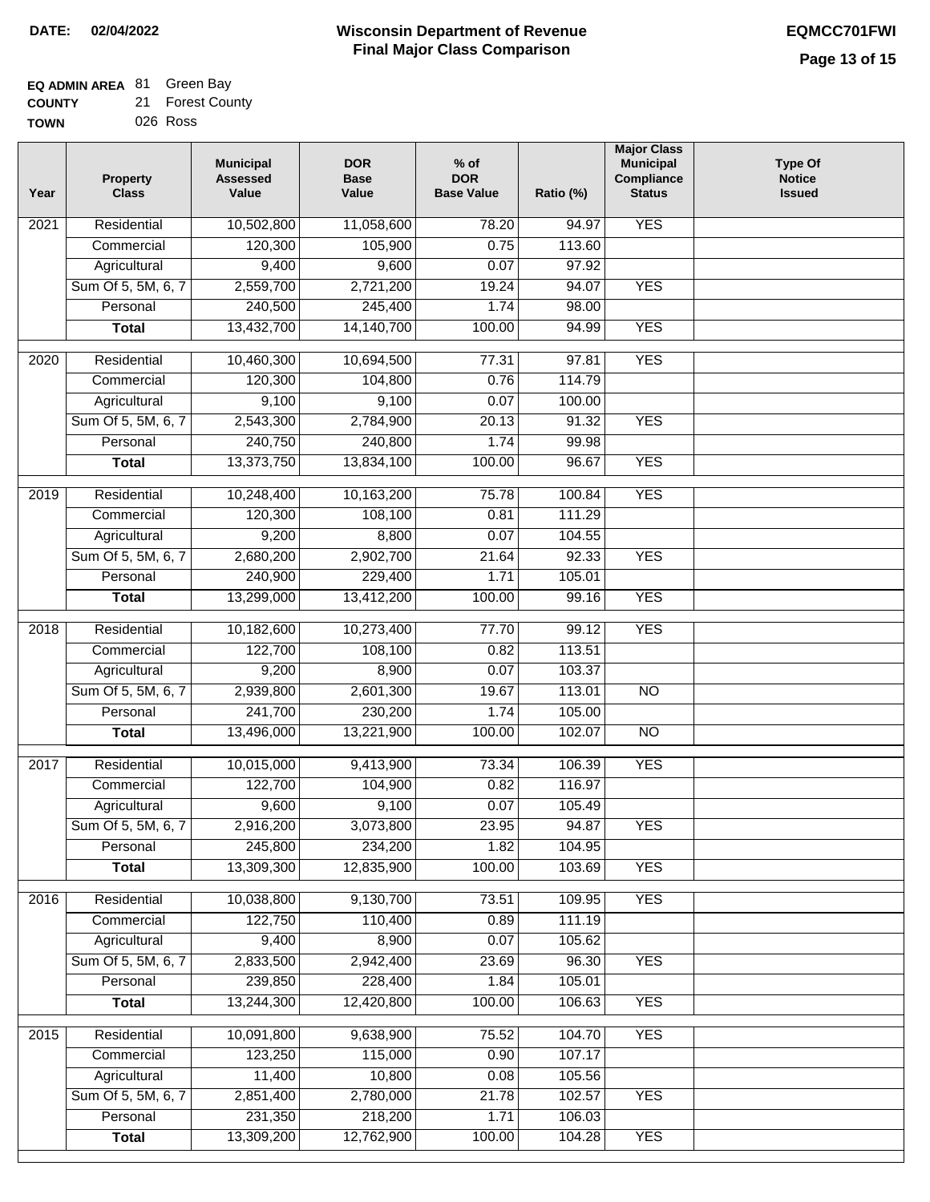**DATE:** 02/04/2022

# Wisconsin Department of Revenue
## Final Major Class Comparison

**EQMCC701FWI**

**EQ ADMIN AREA** 81 Green Bay
**COUNTY** 21 Forest County
**TOWN** 026 Ross

| Year | Property Class | Municipal Assessed Value | DOR Base Value | % of DOR Base Value | Ratio (%) | Major Class Municipal Compliance Status | Type Of Notice Issued |
|---|---|---|---|---|---|---|---|
| 2021 | Residential | 10,502,800 | 11,058,600 | 78.20 | 94.97 | YES | |
| | Commercial | 120,300 | 105,900 | 0.75 | 113.60 | | |
| | Agricultural | 9,400 | 9,600 | 0.07 | 97.92 | | |
| | Sum Of 5, 5M, 6, 7 | 2,559,700 | 2,721,200 | 19.24 | 94.07 | YES | |
| | Personal | 240,500 | 245,400 | 1.74 | 98.00 | | |
| | **Total** | 13,432,700 | 14,140,700 | 100.00 | 94.99 | YES | |
| 2020 | Residential | 10,460,300 | 10,694,500 | 77.31 | 97.81 | YES | |
| | Commercial | 120,300 | 104,800 | 0.76 | 114.79 | | |
| | Agricultural | 9,100 | 9,100 | 0.07 | 100.00 | | |
| | Sum Of 5, 5M, 6, 7 | 2,543,300 | 2,784,900 | 20.13 | 91.32 | YES | |
| | Personal | 240,750 | 240,800 | 1.74 | 99.98 | | |
| | **Total** | 13,373,750 | 13,834,100 | 100.00 | 96.67 | YES | |
| 2019 | Residential | 10,248,400 | 10,163,200 | 75.78 | 100.84 | YES | |
| | Commercial | 120,300 | 108,100 | 0.81 | 111.29 | | |
| | Agricultural | 9,200 | 8,800 | 0.07 | 104.55 | | |
| | Sum Of 5, 5M, 6, 7 | 2,680,200 | 2,902,700 | 21.64 | 92.33 | YES | |
| | Personal | 240,900 | 229,400 | 1.71 | 105.01 | | |
| | **Total** | 13,299,000 | 13,412,200 | 100.00 | 99.16 | YES | |
| 2018 | Residential | 10,182,600 | 10,273,400 | 77.70 | 99.12 | YES | |
| | Commercial | 122,700 | 108,100 | 0.82 | 113.51 | | |
| | Agricultural | 9,200 | 8,900 | 0.07 | 103.37 | | |
| | Sum Of 5, 5M, 6, 7 | 2,939,800 | 2,601,300 | 19.67 | 113.01 | NO | |
| | Personal | 241,700 | 230,200 | 1.74 | 105.00 | | |
| | **Total** | 13,496,000 | 13,221,900 | 100.00 | 102.07 | NO | |
| 2017 | Residential | 10,015,000 | 9,413,900 | 73.34 | 106.39 | YES | |
| | Commercial | 122,700 | 104,900 | 0.82 | 116.97 | | |
| | Agricultural | 9,600 | 9,100 | 0.07 | 105.49 | | |
| | Sum Of 5, 5M, 6, 7 | 2,916,200 | 3,073,800 | 23.95 | 94.87 | YES | |
| | Personal | 245,800 | 234,200 | 1.82 | 104.95 | | |
| | **Total** | 13,309,300 | 12,835,900 | 100.00 | 103.69 | YES | |
| 2016 | Residential | 10,038,800 | 9,130,700 | 73.51 | 109.95 | YES | |
| | Commercial | 122,750 | 110,400 | 0.89 | 111.19 | | |
| | Agricultural | 9,400 | 8,900 | 0.07 | 105.62 | | |
| | Sum Of 5, 5M, 6, 7 | 2,833,500 | 2,942,400 | 23.69 | 96.30 | YES | |
| | Personal | 239,850 | 228,400 | 1.84 | 105.01 | | |
| | **Total** | 13,244,300 | 12,420,800 | 100.00 | 106.63 | YES | |
| 2015 | Residential | 10,091,800 | 9,638,900 | 75.52 | 104.70 | YES | |
| | Commercial | 123,250 | 115,000 | 0.90 | 107.17 | | |
| | Agricultural | 11,400 | 10,800 | 0.08 | 105.56 | | |
| | Sum Of 5, 5M, 6, 7 | 2,851,400 | 2,780,000 | 21.78 | 102.57 | YES | |
| | Personal | 231,350 | 218,200 | 1.71 | 106.03 | | |
| | **Total** | 13,309,200 | 12,762,900 | 100.00 | 104.28 | YES | |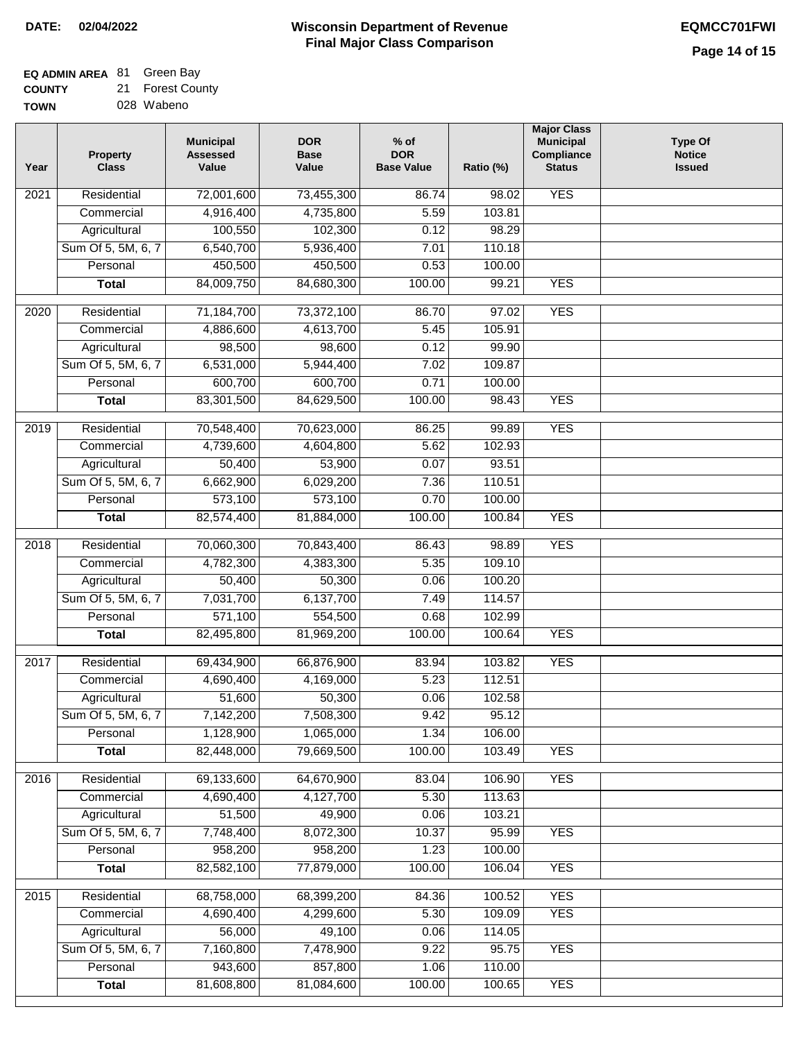**DATE: 02/04/2022**

# Wisconsin Department of Revenue
## Final Major Class Comparison

**EQMCC701FWI**

**EQ ADMIN AREA** 81 Green Bay
**COUNTY** 21 Forest County
**TOWN** 028 Wabeno

| Year | Property Class | Municipal Assessed Value | DOR Base Value | % of DOR Base Value | Ratio (%) | Major Class Municipal Compliance Status | Type Of Notice Issued |
|---|---|---|---|---|---|---|---|
| 2021 | Residential | 72,001,600 | 73,455,300 | 86.74 | 98.02 | YES | |
| | Commercial | 4,916,400 | 4,735,800 | 5.59 | 103.81 | | |
| | Agricultural | 100,550 | 102,300 | 0.12 | 98.29 | | |
| | Sum Of 5, 5M, 6, 7 | 6,540,700 | 5,936,400 | 7.01 | 110.18 | | |
| | Personal | 450,500 | 450,500 | 0.53 | 100.00 | | |
| | **Total** | 84,009,750 | 84,680,300 | 100.00 | 99.21 | YES | |
| 2020 | Residential | 71,184,700 | 73,372,100 | 86.70 | 97.02 | YES | |
| | Commercial | 4,886,600 | 4,613,700 | 5.45 | 105.91 | | |
| | Agricultural | 98,500 | 98,600 | 0.12 | 99.90 | | |
| | Sum Of 5, 5M, 6, 7 | 6,531,000 | 5,944,400 | 7.02 | 109.87 | | |
| | Personal | 600,700 | 600,700 | 0.71 | 100.00 | | |
| | **Total** | 83,301,500 | 84,629,500 | 100.00 | 98.43 | YES | |
| 2019 | Residential | 70,548,400 | 70,623,000 | 86.25 | 99.89 | YES | |
| | Commercial | 4,739,600 | 4,604,800 | 5.62 | 102.93 | | |
| | Agricultural | 50,400 | 53,900 | 0.07 | 93.51 | | |
| | Sum Of 5, 5M, 6, 7 | 6,662,900 | 6,029,200 | 7.36 | 110.51 | | |
| | Personal | 573,100 | 573,100 | 0.70 | 100.00 | | |
| | **Total** | 82,574,400 | 81,884,000 | 100.00 | 100.84 | YES | |
| 2018 | Residential | 70,060,300 | 70,843,400 | 86.43 | 98.89 | YES | |
| | Commercial | 4,782,300 | 4,383,300 | 5.35 | 109.10 | | |
| | Agricultural | 50,400 | 50,300 | 0.06 | 100.20 | | |
| | Sum Of 5, 5M, 6, 7 | 7,031,700 | 6,137,700 | 7.49 | 114.57 | | |
| | Personal | 571,100 | 554,500 | 0.68 | 102.99 | | |
| | **Total** | 82,495,800 | 81,969,200 | 100.00 | 100.64 | YES | |
| 2017 | Residential | 69,434,900 | 66,876,900 | 83.94 | 103.82 | YES | |
| | Commercial | 4,690,400 | 4,169,000 | 5.23 | 112.51 | | |
| | Agricultural | 51,600 | 50,300 | 0.06 | 102.58 | | |
| | Sum Of 5, 5M, 6, 7 | 7,142,200 | 7,508,300 | 9.42 | 95.12 | | |
| | Personal | 1,128,900 | 1,065,000 | 1.34 | 106.00 | | |
| | **Total** | 82,448,000 | 79,669,500 | 100.00 | 103.49 | YES | |
| 2016 | Residential | 69,133,600 | 64,670,900 | 83.04 | 106.90 | YES | |
| | Commercial | 4,690,400 | 4,127,700 | 5.30 | 113.63 | | |
| | Agricultural | 51,500 | 49,900 | 0.06 | 103.21 | | |
| | Sum Of 5, 5M, 6, 7 | 7,748,400 | 8,072,300 | 10.37 | 95.99 | YES | |
| | Personal | 958,200 | 958,200 | 1.23 | 100.00 | | |
| | **Total** | 82,582,100 | 77,879,000 | 100.00 | 106.04 | YES | |
| 2015 | Residential | 68,758,000 | 68,399,200 | 84.36 | 100.52 | YES | |
| | Commercial | 4,690,400 | 4,299,600 | 5.30 | 109.09 | YES | |
| | Agricultural | 56,000 | 49,100 | 0.06 | 114.05 | | |
| | Sum Of 5, 5M, 6, 7 | 7,160,800 | 7,478,900 | 9.22 | 95.75 | YES | |
| | Personal | 943,600 | 857,800 | 1.06 | 110.00 | | |
| | **Total** | 81,608,800 | 81,084,600 | 100.00 | 100.65 | YES | |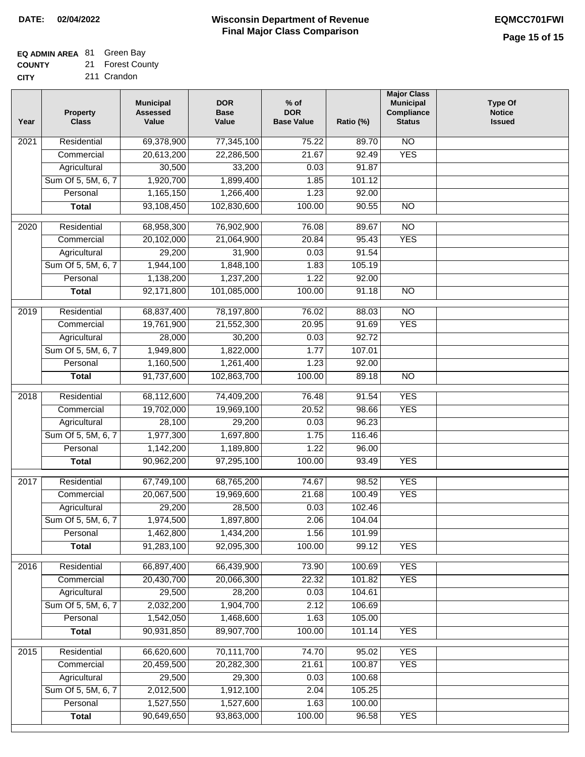**DATE: 02/04/2022**

# Wisconsin Department of Revenue
## Final Major Class Comparison

**EQMCC701FWI**

**EQ ADMIN AREA** 81 Green Bay
**COUNTY** 21 Forest County
**CITY** 211 Crandon

| Year | Property Class | Municipal Assessed Value | DOR Base Value | % of DOR Base Value | Ratio (%) | Major Class Municipal Compliance Status | Type Of Notice Issued |
|---|---|---|---|---|---|---|---|
| 2021 | Residential | 69,378,900 | 77,345,100 | 75.22 | 89.70 | NO | |
| | Commercial | 20,613,200 | 22,286,500 | 21.67 | 92.49 | YES | |
| | Agricultural | 30,500 | 33,200 | 0.03 | 91.87 | | |
| | Sum Of 5, 5M, 6, 7 | 1,920,700 | 1,899,400 | 1.85 | 101.12 | | |
| | Personal | 1,165,150 | 1,266,400 | 1.23 | 92.00 | | |
| | **Total** | 93,108,450 | 102,830,600 | 100.00 | 90.55 | NO | |
| 2020 | Residential | 68,958,300 | 76,902,900 | 76.08 | 89.67 | NO | |
| | Commercial | 20,102,000 | 21,064,900 | 20.84 | 95.43 | YES | |
| | Agricultural | 29,200 | 31,900 | 0.03 | 91.54 | | |
| | Sum Of 5, 5M, 6, 7 | 1,944,100 | 1,848,100 | 1.83 | 105.19 | | |
| | Personal | 1,138,200 | 1,237,200 | 1.22 | 92.00 | | |
| | **Total** | 92,171,800 | 101,085,000 | 100.00 | 91.18 | NO | |
| 2019 | Residential | 68,837,400 | 78,197,800 | 76.02 | 88.03 | NO | |
| | Commercial | 19,761,900 | 21,552,300 | 20.95 | 91.69 | YES | |
| | Agricultural | 28,000 | 30,200 | 0.03 | 92.72 | | |
| | Sum Of 5, 5M, 6, 7 | 1,949,800 | 1,822,000 | 1.77 | 107.01 | | |
| | Personal | 1,160,500 | 1,261,400 | 1.23 | 92.00 | | |
| | **Total** | 91,737,600 | 102,863,700 | 100.00 | 89.18 | NO | |
| 2018 | Residential | 68,112,600 | 74,409,200 | 76.48 | 91.54 | YES | |
| | Commercial | 19,702,000 | 19,969,100 | 20.52 | 98.66 | YES | |
| | Agricultural | 28,100 | 29,200 | 0.03 | 96.23 | | |
| | Sum Of 5, 5M, 6, 7 | 1,977,300 | 1,697,800 | 1.75 | 116.46 | | |
| | Personal | 1,142,200 | 1,189,800 | 1.22 | 96.00 | | |
| | **Total** | 90,962,200 | 97,295,100 | 100.00 | 93.49 | YES | |
| 2017 | Residential | 67,749,100 | 68,765,200 | 74.67 | 98.52 | YES | |
| | Commercial | 20,067,500 | 19,969,600 | 21.68 | 100.49 | YES | |
| | Agricultural | 29,200 | 28,500 | 0.03 | 102.46 | | |
| | Sum Of 5, 5M, 6, 7 | 1,974,500 | 1,897,800 | 2.06 | 104.04 | | |
| | Personal | 1,462,800 | 1,434,200 | 1.56 | 101.99 | | |
| | **Total** | 91,283,100 | 92,095,300 | 100.00 | 99.12 | YES | |
| 2016 | Residential | 66,897,400 | 66,439,900 | 73.90 | 100.69 | YES | |
| | Commercial | 20,430,700 | 20,066,300 | 22.32 | 101.82 | YES | |
| | Agricultural | 29,500 | 28,200 | 0.03 | 104.61 | | |
| | Sum Of 5, 5M, 6, 7 | 2,032,200 | 1,904,700 | 2.12 | 106.69 | | |
| | Personal | 1,542,050 | 1,468,600 | 1.63 | 105.00 | | |
| | **Total** | 90,931,850 | 89,907,700 | 100.00 | 101.14 | YES | |
| 2015 | Residential | 66,620,600 | 70,111,700 | 74.70 | 95.02 | YES | |
| | Commercial | 20,459,500 | 20,282,300 | 21.61 | 100.87 | YES | |
| | Agricultural | 29,500 | 29,300 | 0.03 | 100.68 | | |
| | Sum Of 5, 5M, 6, 7 | 2,012,500 | 1,912,100 | 2.04 | 105.25 | | |
| | Personal | 1,527,550 | 1,527,600 | 1.63 | 100.00 | | |
| | **Total** | 90,649,650 | 93,863,000 | 100.00 | 96.58 | YES | |